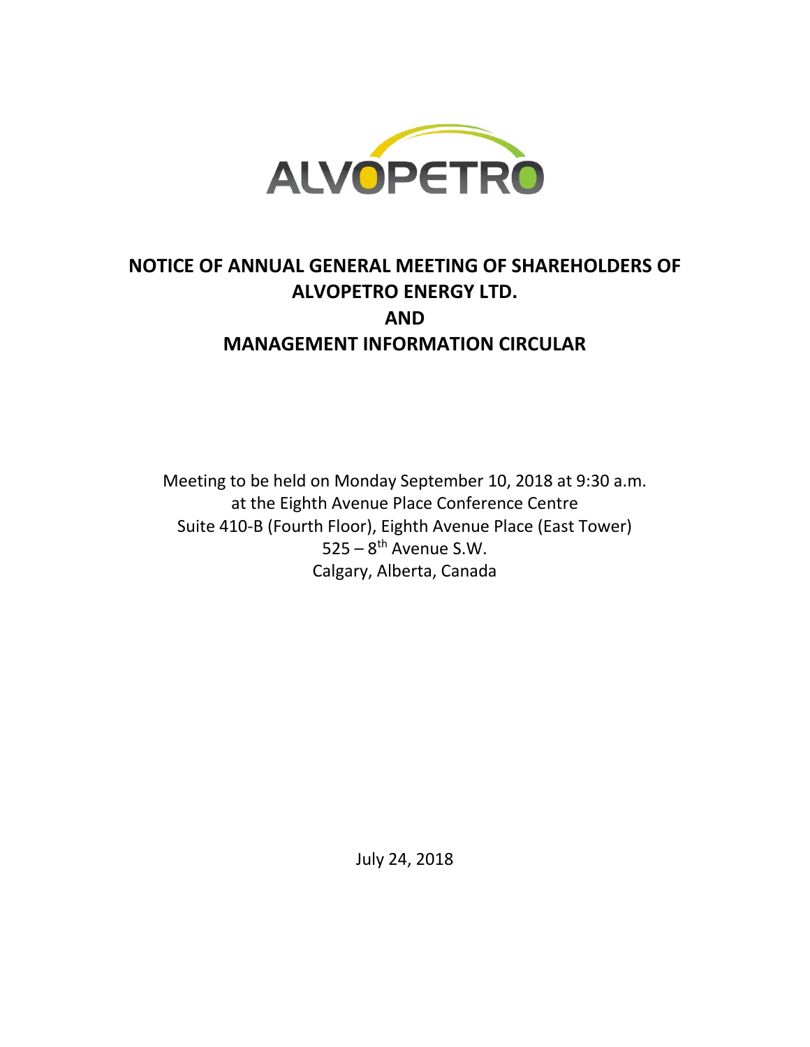ALVOPETRO

# NOTICE OF ANNUAL GENERAL MEETING OF SHAREHOLDERS OF ALVOPETRO ENERGY LTD. AND MANAGEMENT INFORMATION CIRCULAR

Meeting to be held on Monday September 10, 2018 at 9:30 a.m.
at the Eighth Avenue Place Conference Centre
Suite 410-B (Fourth Floor), Eighth Avenue Place (East Tower)
525 – 8th Avenue S.W.
Calgary, Alberta, Canada

July 24, 2018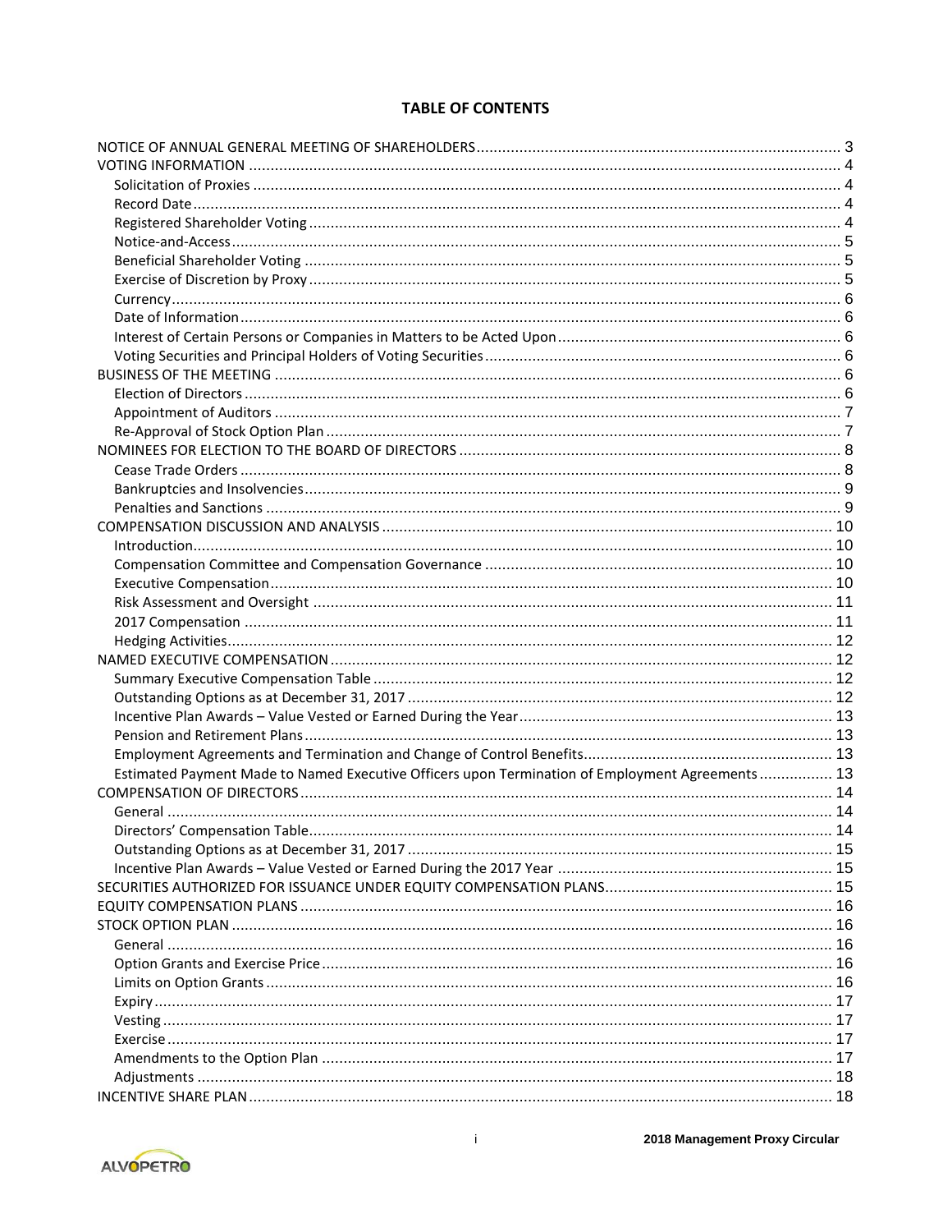## TABLE OF CONTENTS

- NOTICE OF ANNUAL GENERAL MEETING OF SHAREHOLDERS ........ 3
- VOTING INFORMATION ........ 4
  - Solicitation of Proxies ........ 4
  - Record Date ........ 4
  - Registered Shareholder Voting ........ 4
  - Notice-and-Access ........ 5
  - Beneficial Shareholder Voting ........ 5
  - Exercise of Discretion by Proxy ........ 5
  - Currency ........ 6
  - Date of Information ........ 6
  - Interest of Certain Persons or Companies in Matters to be Acted Upon ........ 6
  - Voting Securities and Principal Holders of Voting Securities ........ 6
- BUSINESS OF THE MEETING ........ 6
  - Election of Directors ........ 6
  - Appointment of Auditors ........ 7
  - Re-Approval of Stock Option Plan ........ 7
- NOMINEES FOR ELECTION TO THE BOARD OF DIRECTORS ........ 8
  - Cease Trade Orders ........ 8
  - Bankruptcies and Insolvencies ........ 9
  - Penalties and Sanctions ........ 9
- COMPENSATION DISCUSSION AND ANALYSIS ........ 10
  - Introduction ........ 10
  - Compensation Committee and Compensation Governance ........ 10
  - Executive Compensation ........ 10
  - Risk Assessment and Oversight ........ 11
  - 2017 Compensation ........ 11
  - Hedging Activities ........ 12
- NAMED EXECUTIVE COMPENSATION ........ 12
  - Summary Executive Compensation Table ........ 12
  - Outstanding Options as at December 31, 2017 ........ 12
  - Incentive Plan Awards – Value Vested or Earned During the Year ........ 13
  - Pension and Retirement Plans ........ 13
  - Employment Agreements and Termination and Change of Control Benefits ........ 13
  - Estimated Payment Made to Named Executive Officers upon Termination of Employment Agreements ........ 13
- COMPENSATION OF DIRECTORS ........ 14
  - General ........ 14
  - Directors' Compensation Table ........ 14
  - Outstanding Options as at December 31, 2017 ........ 15
  - Incentive Plan Awards – Value Vested or Earned During the 2017 Year ........ 15
- SECURITIES AUTHORIZED FOR ISSUANCE UNDER EQUITY COMPENSATION PLANS ........ 15
- EQUITY COMPENSATION PLANS ........ 16
- STOCK OPTION PLAN ........ 16
  - General ........ 16
  - Option Grants and Exercise Price ........ 16
  - Limits on Option Grants ........ 16
  - Expiry ........ 17
  - Vesting ........ 17
  - Exercise ........ 17
  - Amendments to the Option Plan ........ 17
  - Adjustments ........ 18
- INCENTIVE SHARE PLAN ........ 18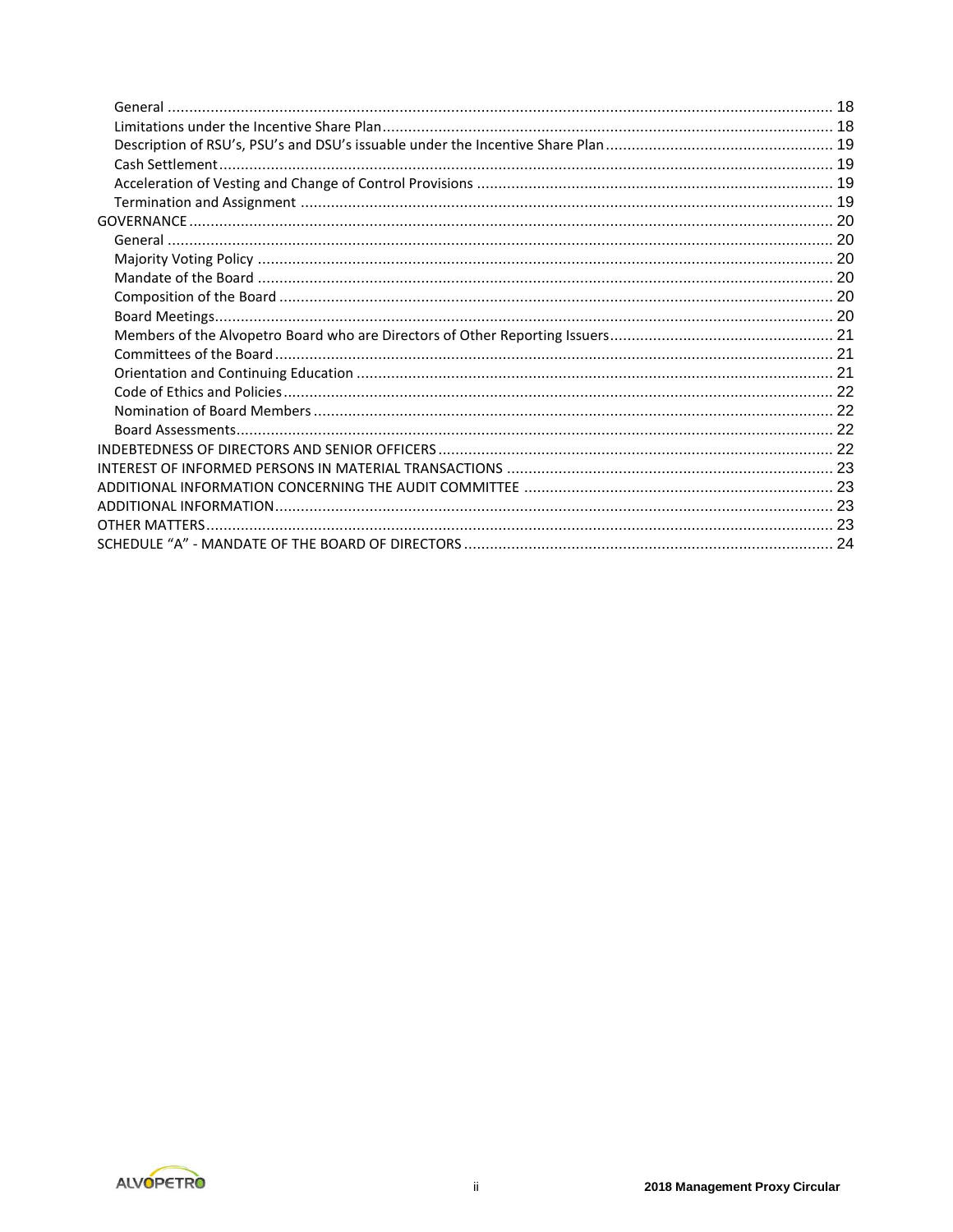General ........................................................................................................................................... 18
Limitations under the Incentive Share Plan........................................................................................ 18
Description of RSU's, PSU's and DSU's issuable under the Incentive Share Plan..................................................... 19
Cash Settlement.............................................................................................................................. 19
Acceleration of Vesting and Change of Control Provisions ................................................................... 19
Termination and Assignment ........................................................................................................... 19

GOVERNANCE..................................................................................................................................... 20
General ........................................................................................................................................... 20
Majority Voting Policy ..................................................................................................................... 20
Mandate of the Board ...................................................................................................................... 20
Composition of the Board ................................................................................................................ 20
Board Meetings................................................................................................................................ 20
Members of the Alvopetro Board who are Directors of Other Reporting Issuers.................................................... 21
Committees of the Board .................................................................................................................. 21
Orientation and Continuing Education ............................................................................................... 21
Code of Ethics and Policies ................................................................................................................ 22
Nomination of Board Members ......................................................................................................... 22
Board Assessments........................................................................................................................... 22

INDEBTEDNESS OF DIRECTORS AND SENIOR OFFICERS ........................................................................... 22
INTEREST OF INFORMED PERSONS IN MATERIAL TRANSACTIONS ............................................................ 23
ADDITIONAL INFORMATION CONCERNING THE AUDIT COMMITTEE ......................................................... 23
ADDITIONAL INFORMATION.................................................................................................................. 23
OTHER MATTERS.................................................................................................................................. 23
SCHEDULE "A" - MANDATE OF THE BOARD OF DIRECTORS ...................................................................... 24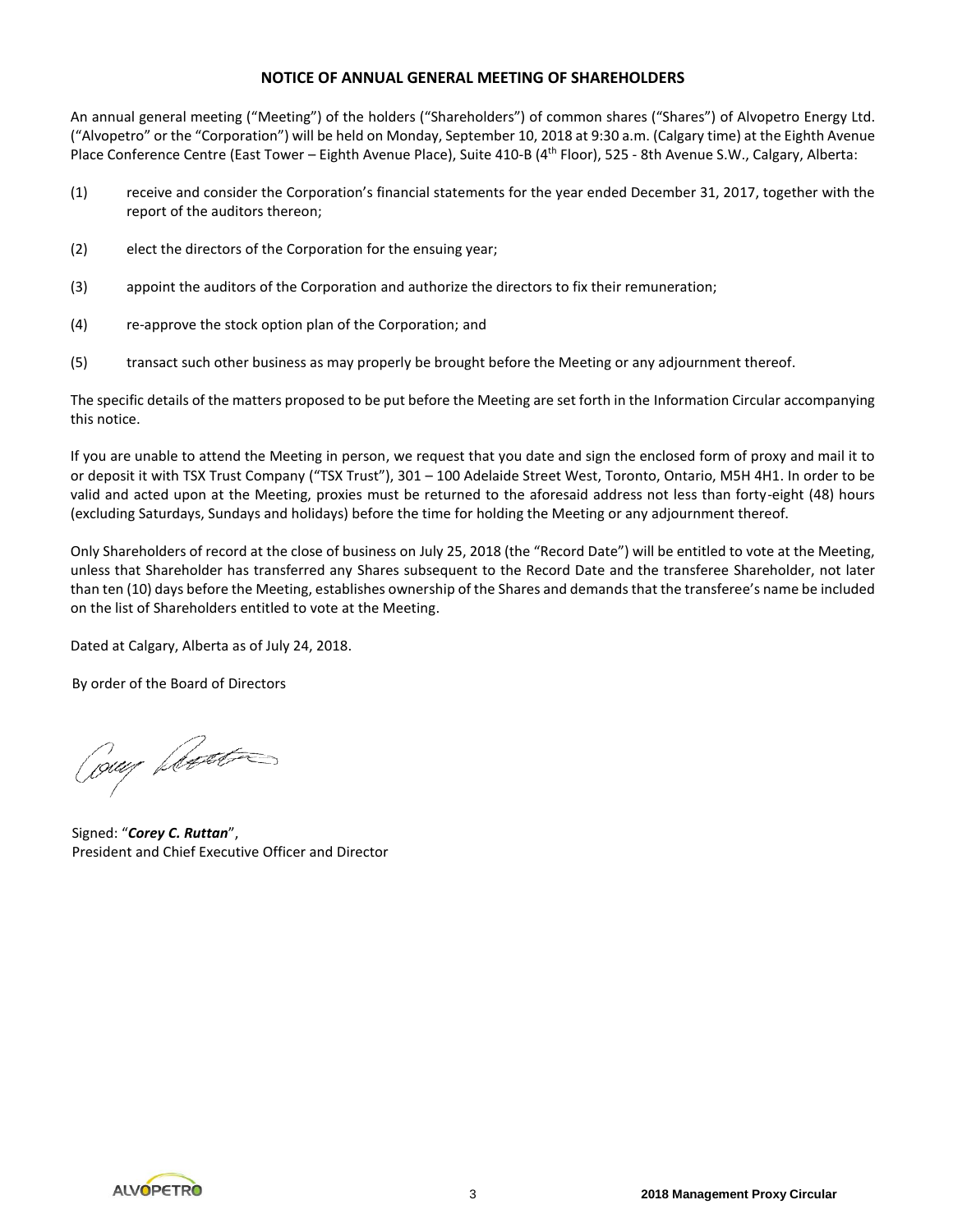# NOTICE OF ANNUAL GENERAL MEETING OF SHAREHOLDERS

An annual general meeting ("Meeting") of the holders ("Shareholders") of common shares ("Shares") of Alvopetro Energy Ltd. ("Alvopetro" or the "Corporation") will be held on Monday, September 10, 2018 at 9:30 a.m. (Calgary time) at the Eighth Avenue Place Conference Centre (East Tower – Eighth Avenue Place), Suite 410-B (4th Floor), 525 - 8th Avenue S.W., Calgary, Alberta:

(1) receive and consider the Corporation's financial statements for the year ended December 31, 2017, together with the report of the auditors thereon;

(2) elect the directors of the Corporation for the ensuing year;

(3) appoint the auditors of the Corporation and authorize the directors to fix their remuneration;

(4) re-approve the stock option plan of the Corporation; and

(5) transact such other business as may properly be brought before the Meeting or any adjournment thereof.

The specific details of the matters proposed to be put before the Meeting are set forth in the Information Circular accompanying this notice.

If you are unable to attend the Meeting in person, we request that you date and sign the enclosed form of proxy and mail it to or deposit it with TSX Trust Company ("TSX Trust"), 301 – 100 Adelaide Street West, Toronto, Ontario, M5H 4H1. In order to be valid and acted upon at the Meeting, proxies must be returned to the aforesaid address not less than forty-eight (48) hours (excluding Saturdays, Sundays and holidays) before the time for holding the Meeting or any adjournment thereof.

Only Shareholders of record at the close of business on July 25, 2018 (the "Record Date") will be entitled to vote at the Meeting, unless that Shareholder has transferred any Shares subsequent to the Record Date and the transferee Shareholder, not later than ten (10) days before the Meeting, establishes ownership of the Shares and demands that the transferee's name be included on the list of Shareholders entitled to vote at the Meeting.

Dated at Calgary, Alberta as of July 24, 2018.

By order of the Board of Directors

Signed: "***Corey C. Ruttan***",
President and Chief Executive Officer and Director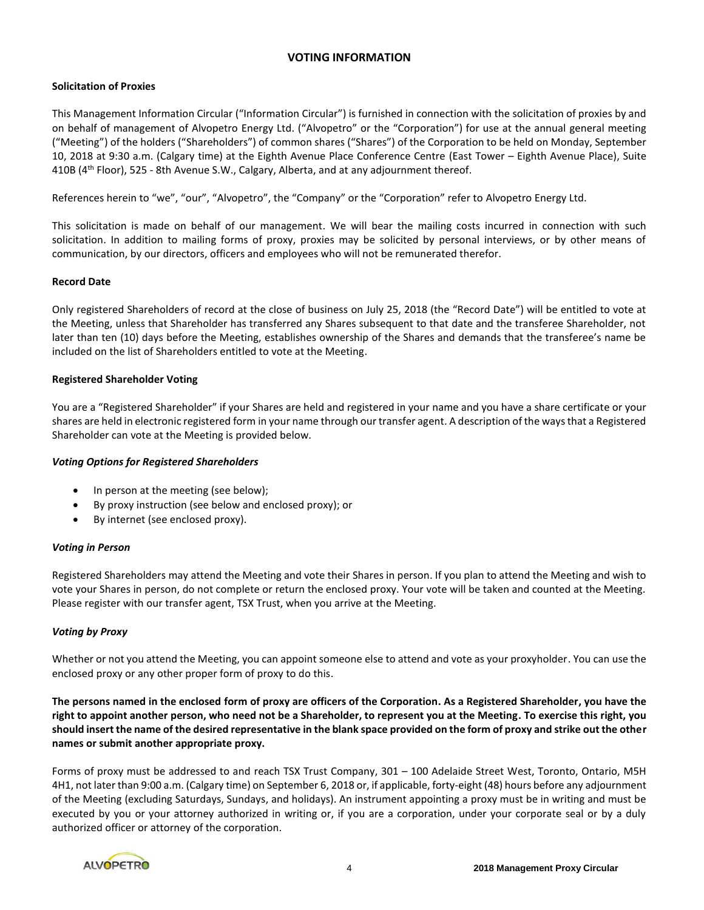## VOTING INFORMATION

**Solicitation of Proxies**

This Management Information Circular ("Information Circular") is furnished in connection with the solicitation of proxies by and on behalf of management of Alvopetro Energy Ltd. ("Alvopetro" or the "Corporation") for use at the annual general meeting ("Meeting") of the holders ("Shareholders") of common shares ("Shares") of the Corporation to be held on Monday, September 10, 2018 at 9:30 a.m. (Calgary time) at the Eighth Avenue Place Conference Centre (East Tower – Eighth Avenue Place), Suite 410B (4th Floor), 525 - 8th Avenue S.W., Calgary, Alberta, and at any adjournment thereof.

References herein to "we", "our", "Alvopetro", the "Company" or the "Corporation" refer to Alvopetro Energy Ltd.

This solicitation is made on behalf of our management. We will bear the mailing costs incurred in connection with such solicitation. In addition to mailing forms of proxy, proxies may be solicited by personal interviews, or by other means of communication, by our directors, officers and employees who will not be remunerated therefor.

**Record Date**

Only registered Shareholders of record at the close of business on July 25, 2018 (the "Record Date") will be entitled to vote at the Meeting, unless that Shareholder has transferred any Shares subsequent to that date and the transferee Shareholder, not later than ten (10) days before the Meeting, establishes ownership of the Shares and demands that the transferee's name be included on the list of Shareholders entitled to vote at the Meeting.

**Registered Shareholder Voting**

You are a "Registered Shareholder" if your Shares are held and registered in your name and you have a share certificate or your shares are held in electronic registered form in your name through our transfer agent. A description of the ways that a Registered Shareholder can vote at the Meeting is provided below.

***Voting Options for Registered Shareholders***

- In person at the meeting (see below);
- By proxy instruction (see below and enclosed proxy); or
- By internet (see enclosed proxy).

***Voting in Person***

Registered Shareholders may attend the Meeting and vote their Shares in person. If you plan to attend the Meeting and wish to vote your Shares in person, do not complete or return the enclosed proxy. Your vote will be taken and counted at the Meeting. Please register with our transfer agent, TSX Trust, when you arrive at the Meeting.

***Voting by Proxy***

Whether or not you attend the Meeting, you can appoint someone else to attend and vote as your proxyholder. You can use the enclosed proxy or any other proper form of proxy to do this.

**The persons named in the enclosed form of proxy are officers of the Corporation. As a Registered Shareholder, you have the right to appoint another person, who need not be a Shareholder, to represent you at the Meeting. To exercise this right, you should insert the name of the desired representative in the blank space provided on the form of proxy and strike out the other names or submit another appropriate proxy.**

Forms of proxy must be addressed to and reach TSX Trust Company, 301 – 100 Adelaide Street West, Toronto, Ontario, M5H 4H1, not later than 9:00 a.m. (Calgary time) on September 6, 2018 or, if applicable, forty-eight (48) hours before any adjournment of the Meeting (excluding Saturdays, Sundays, and holidays). An instrument appointing a proxy must be in writing and must be executed by you or your attorney authorized in writing or, if you are a corporation, under your corporate seal or by a duly authorized officer or attorney of the corporation.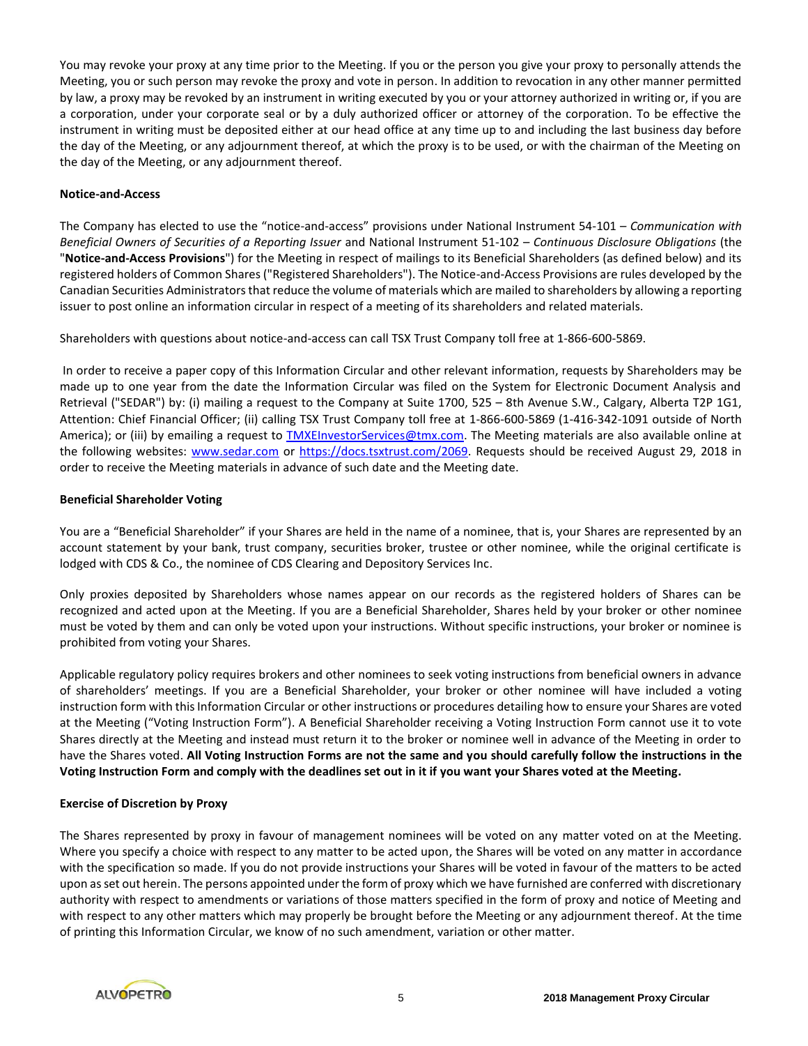You may revoke your proxy at any time prior to the Meeting. If you or the person you give your proxy to personally attends the Meeting, you or such person may revoke the proxy and vote in person. In addition to revocation in any other manner permitted by law, a proxy may be revoked by an instrument in writing executed by you or your attorney authorized in writing or, if you are a corporation, under your corporate seal or by a duly authorized officer or attorney of the corporation. To be effective the instrument in writing must be deposited either at our head office at any time up to and including the last business day before the day of the Meeting, or any adjournment thereof, at which the proxy is to be used, or with the chairman of the Meeting on the day of the Meeting, or any adjournment thereof.

**Notice-and-Access**

The Company has elected to use the "notice-and-access" provisions under National Instrument 54-101 – *Communication with Beneficial Owners of Securities of a Reporting Issuer* and National Instrument 51-102 – *Continuous Disclosure Obligations* (the "**Notice-and-Access Provisions**") for the Meeting in respect of mailings to its Beneficial Shareholders (as defined below) and its registered holders of Common Shares ("Registered Shareholders"). The Notice-and-Access Provisions are rules developed by the Canadian Securities Administrators that reduce the volume of materials which are mailed to shareholders by allowing a reporting issuer to post online an information circular in respect of a meeting of its shareholders and related materials.

Shareholders with questions about notice-and-access can call TSX Trust Company toll free at 1-866-600-5869.

In order to receive a paper copy of this Information Circular and other relevant information, requests by Shareholders may be made up to one year from the date the Information Circular was filed on the System for Electronic Document Analysis and Retrieval ("SEDAR") by: (i) mailing a request to the Company at Suite 1700, 525 – 8th Avenue S.W., Calgary, Alberta T2P 1G1, Attention: Chief Financial Officer; (ii) calling TSX Trust Company toll free at 1-866-600-5869 (1-416-342-1091 outside of North America); or (iii) by emailing a request to TMXEInvestorServices@tmx.com. The Meeting materials are also available online at the following websites: www.sedar.com or https://docs.tsxtrust.com/2069. Requests should be received August 29, 2018 in order to receive the Meeting materials in advance of such date and the Meeting date.

**Beneficial Shareholder Voting**

You are a "Beneficial Shareholder" if your Shares are held in the name of a nominee, that is, your Shares are represented by an account statement by your bank, trust company, securities broker, trustee or other nominee, while the original certificate is lodged with CDS & Co., the nominee of CDS Clearing and Depository Services Inc.

Only proxies deposited by Shareholders whose names appear on our records as the registered holders of Shares can be recognized and acted upon at the Meeting. If you are a Beneficial Shareholder, Shares held by your broker or other nominee must be voted by them and can only be voted upon your instructions. Without specific instructions, your broker or nominee is prohibited from voting your Shares.

Applicable regulatory policy requires brokers and other nominees to seek voting instructions from beneficial owners in advance of shareholders' meetings. If you are a Beneficial Shareholder, your broker or other nominee will have included a voting instruction form with this Information Circular or other instructions or procedures detailing how to ensure your Shares are voted at the Meeting ("Voting Instruction Form"). A Beneficial Shareholder receiving a Voting Instruction Form cannot use it to vote Shares directly at the Meeting and instead must return it to the broker or nominee well in advance of the Meeting in order to have the Shares voted. **All Voting Instruction Forms are not the same and you should carefully follow the instructions in the Voting Instruction Form and comply with the deadlines set out in it if you want your Shares voted at the Meeting.**

**Exercise of Discretion by Proxy**

The Shares represented by proxy in favour of management nominees will be voted on any matter voted on at the Meeting. Where you specify a choice with respect to any matter to be acted upon, the Shares will be voted on any matter in accordance with the specification so made. If you do not provide instructions your Shares will be voted in favour of the matters to be acted upon as set out herein. The persons appointed under the form of proxy which we have furnished are conferred with discretionary authority with respect to amendments or variations of those matters specified in the form of proxy and notice of Meeting and with respect to any other matters which may properly be brought before the Meeting or any adjournment thereof. At the time of printing this Information Circular, we know of no such amendment, variation or other matter.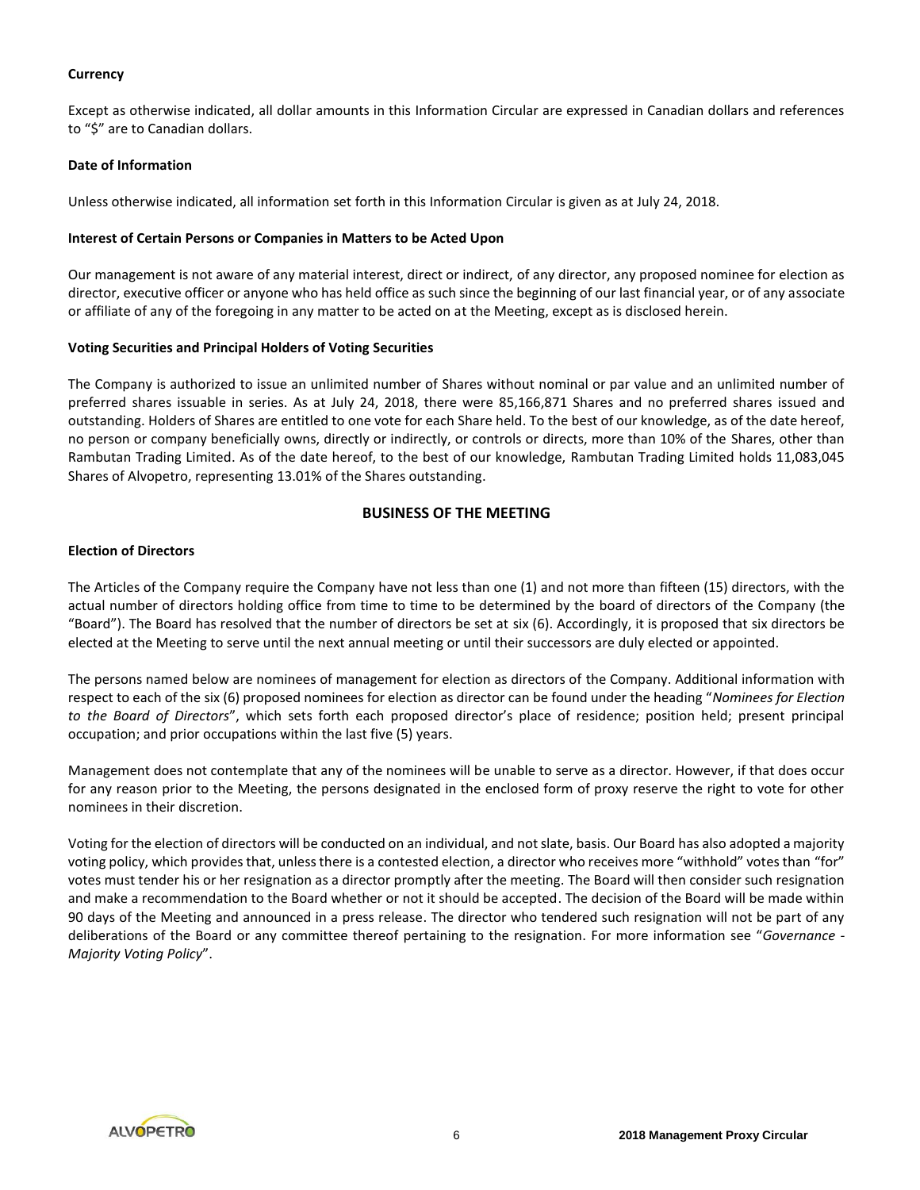**Currency**

Except as otherwise indicated, all dollar amounts in this Information Circular are expressed in Canadian dollars and references to "$" are to Canadian dollars.

**Date of Information**

Unless otherwise indicated, all information set forth in this Information Circular is given as at July 24, 2018.

**Interest of Certain Persons or Companies in Matters to be Acted Upon**

Our management is not aware of any material interest, direct or indirect, of any director, any proposed nominee for election as director, executive officer or anyone who has held office as such since the beginning of our last financial year, or of any associate or affiliate of any of the foregoing in any matter to be acted on at the Meeting, except as is disclosed herein.

**Voting Securities and Principal Holders of Voting Securities**

The Company is authorized to issue an unlimited number of Shares without nominal or par value and an unlimited number of preferred shares issuable in series. As at July 24, 2018, there were 85,166,871 Shares and no preferred shares issued and outstanding. Holders of Shares are entitled to one vote for each Share held. To the best of our knowledge, as of the date hereof, no person or company beneficially owns, directly or indirectly, or controls or directs, more than 10% of the Shares, other than Rambutan Trading Limited. As of the date hereof, to the best of our knowledge, Rambutan Trading Limited holds 11,083,045 Shares of Alvopetro, representing 13.01% of the Shares outstanding.

## BUSINESS OF THE MEETING

**Election of Directors**

The Articles of the Company require the Company have not less than one (1) and not more than fifteen (15) directors, with the actual number of directors holding office from time to time to be determined by the board of directors of the Company (the "Board"). The Board has resolved that the number of directors be set at six (6). Accordingly, it is proposed that six directors be elected at the Meeting to serve until the next annual meeting or until their successors are duly elected or appointed.

The persons named below are nominees of management for election as directors of the Company. Additional information with respect to each of the six (6) proposed nominees for election as director can be found under the heading "*Nominees for Election to the Board of Directors*", which sets forth each proposed director's place of residence; position held; present principal occupation; and prior occupations within the last five (5) years.

Management does not contemplate that any of the nominees will be unable to serve as a director. However, if that does occur for any reason prior to the Meeting, the persons designated in the enclosed form of proxy reserve the right to vote for other nominees in their discretion.

Voting for the election of directors will be conducted on an individual, and not slate, basis. Our Board has also adopted a majority voting policy, which provides that, unless there is a contested election, a director who receives more "withhold" votes than "for" votes must tender his or her resignation as a director promptly after the meeting. The Board will then consider such resignation and make a recommendation to the Board whether or not it should be accepted. The decision of the Board will be made within 90 days of the Meeting and announced in a press release. The director who tendered such resignation will not be part of any deliberations of the Board or any committee thereof pertaining to the resignation. For more information see "*Governance - Majority Voting Policy*".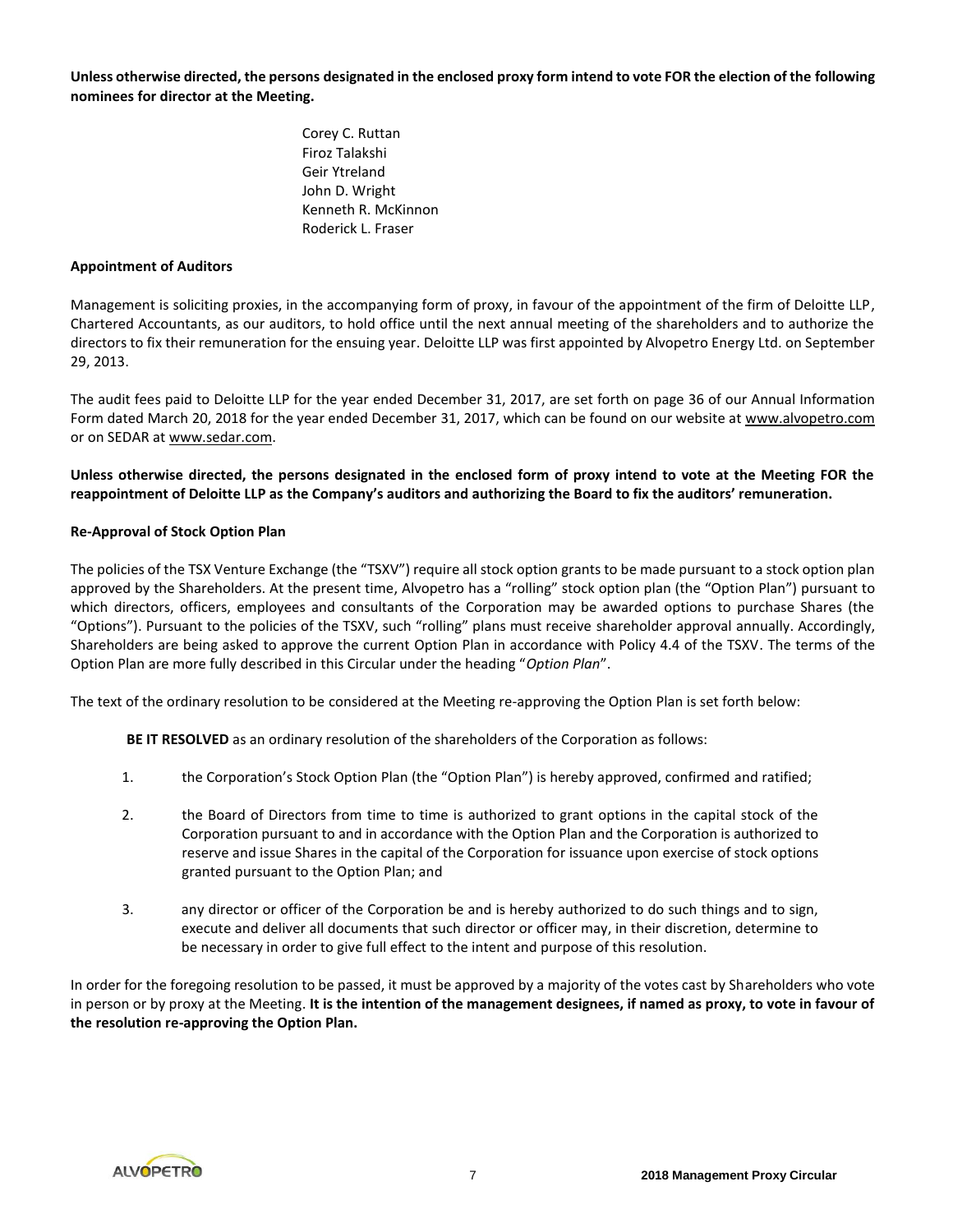**Unless otherwise directed, the persons designated in the enclosed proxy form intend to vote FOR the election of the following nominees for director at the Meeting.**

Corey C. Ruttan
Firoz Talakshi
Geir Ytreland
John D. Wright
Kenneth R. McKinnon
Roderick L. Fraser

**Appointment of Auditors**

Management is soliciting proxies, in the accompanying form of proxy, in favour of the appointment of the firm of Deloitte LLP, Chartered Accountants, as our auditors, to hold office until the next annual meeting of the shareholders and to authorize the directors to fix their remuneration for the ensuing year. Deloitte LLP was first appointed by Alvopetro Energy Ltd. on September 29, 2013.

The audit fees paid to Deloitte LLP for the year ended December 31, 2017, are set forth on page 36 of our Annual Information Form dated March 20, 2018 for the year ended December 31, 2017, which can be found on our website at www.alvopetro.com or on SEDAR at www.sedar.com.

**Unless otherwise directed, the persons designated in the enclosed form of proxy intend to vote at the Meeting FOR the reappointment of Deloitte LLP as the Company's auditors and authorizing the Board to fix the auditors' remuneration.**

**Re-Approval of Stock Option Plan**

The policies of the TSX Venture Exchange (the "TSXV") require all stock option grants to be made pursuant to a stock option plan approved by the Shareholders. At the present time, Alvopetro has a "rolling" stock option plan (the "Option Plan") pursuant to which directors, officers, employees and consultants of the Corporation may be awarded options to purchase Shares (the "Options"). Pursuant to the policies of the TSXV, such "rolling" plans must receive shareholder approval annually. Accordingly, Shareholders are being asked to approve the current Option Plan in accordance with Policy 4.4 of the TSXV. The terms of the Option Plan are more fully described in this Circular under the heading "*Option Plan*".

The text of the ordinary resolution to be considered at the Meeting re-approving the Option Plan is set forth below:

**BE IT RESOLVED** as an ordinary resolution of the shareholders of the Corporation as follows:

1. the Corporation's Stock Option Plan (the "Option Plan") is hereby approved, confirmed and ratified;

2. the Board of Directors from time to time is authorized to grant options in the capital stock of the Corporation pursuant to and in accordance with the Option Plan and the Corporation is authorized to reserve and issue Shares in the capital of the Corporation for issuance upon exercise of stock options granted pursuant to the Option Plan; and

3. any director or officer of the Corporation be and is hereby authorized to do such things and to sign, execute and deliver all documents that such director or officer may, in their discretion, determine to be necessary in order to give full effect to the intent and purpose of this resolution.

In order for the foregoing resolution to be passed, it must be approved by a majority of the votes cast by Shareholders who vote in person or by proxy at the Meeting. **It is the intention of the management designees, if named as proxy, to vote in favour of the resolution re-approving the Option Plan.**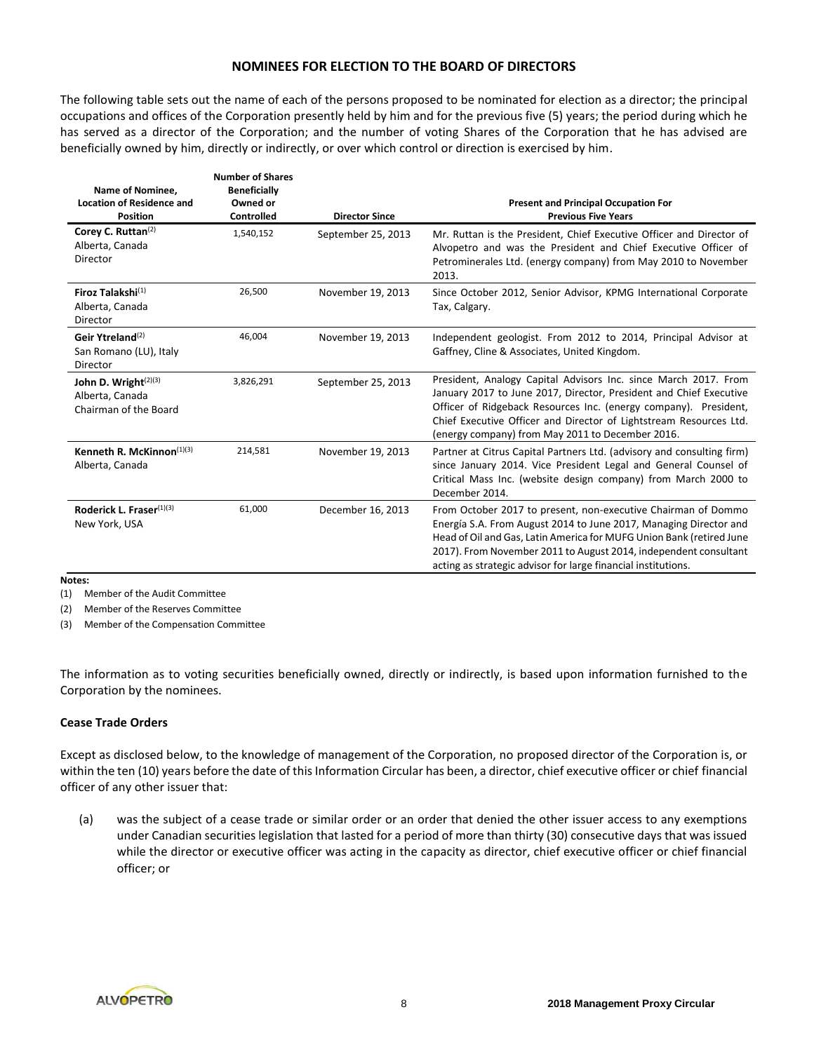## NOMINEES FOR ELECTION TO THE BOARD OF DIRECTORS

The following table sets out the name of each of the persons proposed to be nominated for election as a director; the principal occupations and offices of the Corporation presently held by him and for the previous five (5) years; the period during which he has served as a director of the Corporation; and the number of voting Shares of the Corporation that he has advised are beneficially owned by him, directly or indirectly, or over which control or direction is exercised by him.

| Name of Nominee, Location of Residence and Position | Number of Shares Beneficially Owned or Controlled | Director Since | Present and Principal Occupation For Previous Five Years |
|---|---|---|---|
| **Corey C. Ruttan**[2]<br>Alberta, Canada<br>Director | 1,540,152 | September 25, 2013 | Mr. Ruttan is the President, Chief Executive Officer and Director of Alvopetro and was the President and Chief Executive Officer of Petrominerales Ltd. (energy company) from May 2010 to November 2013. |
| **Firoz Talakshi**[1]<br>Alberta, Canada<br>Director | 26,500 | November 19, 2013 | Since October 2012, Senior Advisor, KPMG International Corporate Tax, Calgary. |
| **Geir Ytreland**[2]<br>San Romano (LU), Italy<br>Director | 46,004 | November 19, 2013 | Independent geologist. From 2012 to 2014, Principal Advisor at Gaffney, Cline & Associates, United Kingdom. |
| **John D. Wright**[2][3]<br>Alberta, Canada<br>Chairman of the Board | 3,826,291 | September 25, 2013 | President, Analogy Capital Advisors Inc. since March 2017. From January 2017 to June 2017, Director, President and Chief Executive Officer of Ridgeback Resources Inc. (energy company). President, Chief Executive Officer and Director of Lightstream Resources Ltd. (energy company) from May 2011 to December 2016. |
| **Kenneth R. McKinnon**[1][3]<br>Alberta, Canada | 214,581 | November 19, 2013 | Partner at Citrus Capital Partners Ltd. (advisory and consulting firm) since January 2014. Vice President Legal and General Counsel of Critical Mass Inc. (website design company) from March 2000 to December 2014. |
| **Roderick L. Fraser**[1][3]<br>New York, USA | 61,000 | December 16, 2013 | From October 2017 to present, non-executive Chairman of Dommo Energía S.A. From August 2014 to June 2017, Managing Director and Head of Oil and Gas, Latin America for MUFG Union Bank (retired June 2017). From November 2011 to August 2014, independent consultant acting as strategic advisor for large financial institutions. |

**Notes:**

(1) Member of the Audit Committee

(2) Member of the Reserves Committee

(3) Member of the Compensation Committee

The information as to voting securities beneficially owned, directly or indirectly, is based upon information furnished to the Corporation by the nominees.

### Cease Trade Orders

Except as disclosed below, to the knowledge of management of the Corporation, no proposed director of the Corporation is, or within the ten (10) years before the date of this Information Circular has been, a director, chief executive officer or chief financial officer of any other issuer that:

(a) was the subject of a cease trade or similar order or an order that denied the other issuer access to any exemptions under Canadian securities legislation that lasted for a period of more than thirty (30) consecutive days that was issued while the director or executive officer was acting in the capacity as director, chief executive officer or chief financial officer; or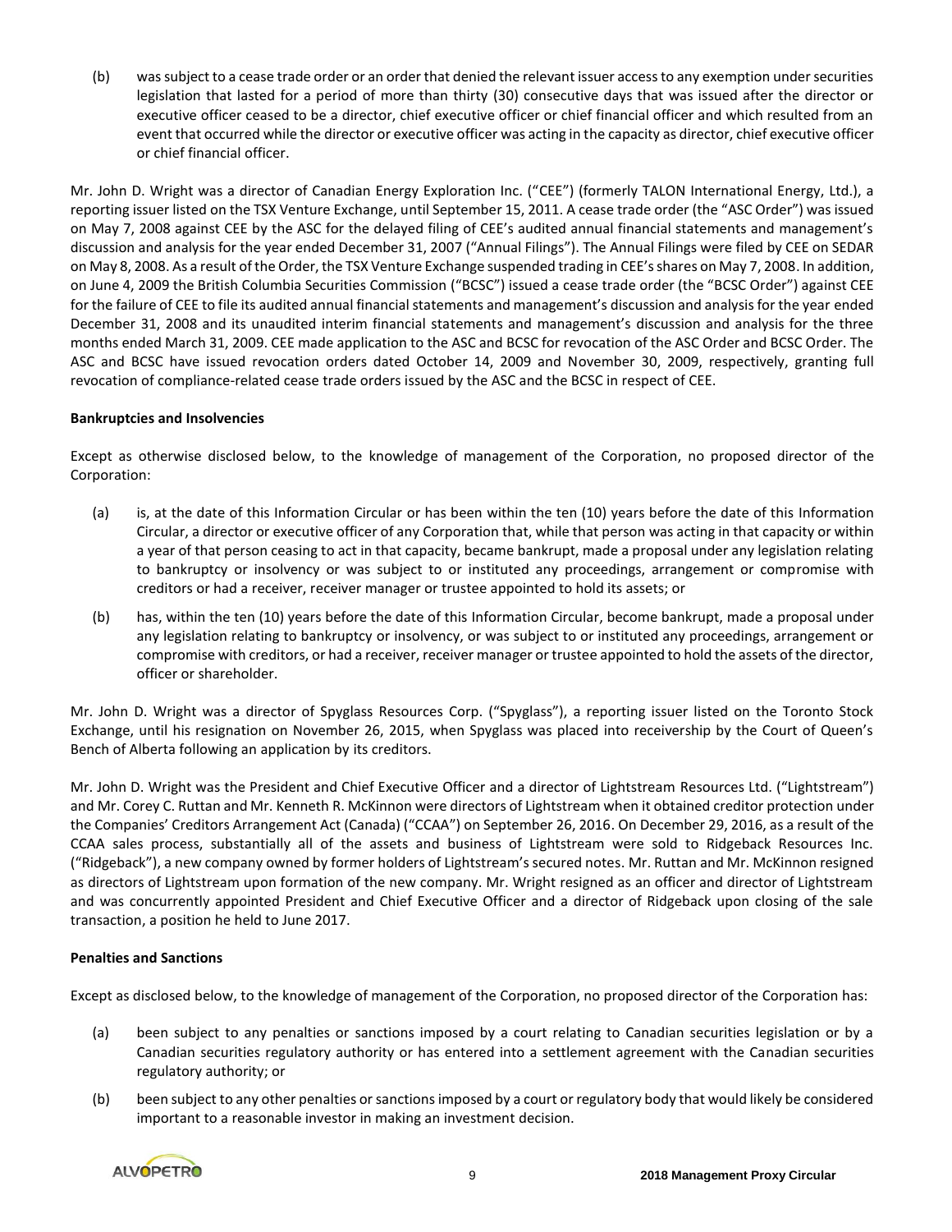(b) was subject to a cease trade order or an order that denied the relevant issuer access to any exemption under securities legislation that lasted for a period of more than thirty (30) consecutive days that was issued after the director or executive officer ceased to be a director, chief executive officer or chief financial officer and which resulted from an event that occurred while the director or executive officer was acting in the capacity as director, chief executive officer or chief financial officer.

Mr. John D. Wright was a director of Canadian Energy Exploration Inc. ("CEE") (formerly TALON International Energy, Ltd.), a reporting issuer listed on the TSX Venture Exchange, until September 15, 2011. A cease trade order (the "ASC Order") was issued on May 7, 2008 against CEE by the ASC for the delayed filing of CEE's audited annual financial statements and management's discussion and analysis for the year ended December 31, 2007 ("Annual Filings"). The Annual Filings were filed by CEE on SEDAR on May 8, 2008. As a result of the Order, the TSX Venture Exchange suspended trading in CEE's shares on May 7, 2008. In addition, on June 4, 2009 the British Columbia Securities Commission ("BCSC") issued a cease trade order (the "BCSC Order") against CEE for the failure of CEE to file its audited annual financial statements and management's discussion and analysis for the year ended December 31, 2008 and its unaudited interim financial statements and management's discussion and analysis for the three months ended March 31, 2009. CEE made application to the ASC and BCSC for revocation of the ASC Order and BCSC Order. The ASC and BCSC have issued revocation orders dated October 14, 2009 and November 30, 2009, respectively, granting full revocation of compliance-related cease trade orders issued by the ASC and the BCSC in respect of CEE.

**Bankruptcies and Insolvencies**

Except as otherwise disclosed below, to the knowledge of management of the Corporation, no proposed director of the Corporation:

(a) is, at the date of this Information Circular or has been within the ten (10) years before the date of this Information Circular, a director or executive officer of any Corporation that, while that person was acting in that capacity or within a year of that person ceasing to act in that capacity, became bankrupt, made a proposal under any legislation relating to bankruptcy or insolvency or was subject to or instituted any proceedings, arrangement or compromise with creditors or had a receiver, receiver manager or trustee appointed to hold its assets; or

(b) has, within the ten (10) years before the date of this Information Circular, become bankrupt, made a proposal under any legislation relating to bankruptcy or insolvency, or was subject to or instituted any proceedings, arrangement or compromise with creditors, or had a receiver, receiver manager or trustee appointed to hold the assets of the director, officer or shareholder.

Mr. John D. Wright was a director of Spyglass Resources Corp. ("Spyglass"), a reporting issuer listed on the Toronto Stock Exchange, until his resignation on November 26, 2015, when Spyglass was placed into receivership by the Court of Queen's Bench of Alberta following an application by its creditors.

Mr. John D. Wright was the President and Chief Executive Officer and a director of Lightstream Resources Ltd. ("Lightstream") and Mr. Corey C. Ruttan and Mr. Kenneth R. McKinnon were directors of Lightstream when it obtained creditor protection under the Companies' Creditors Arrangement Act (Canada) ("CCAA") on September 26, 2016. On December 29, 2016, as a result of the CCAA sales process, substantially all of the assets and business of Lightstream were sold to Ridgeback Resources Inc. ("Ridgeback"), a new company owned by former holders of Lightstream's secured notes. Mr. Ruttan and Mr. McKinnon resigned as directors of Lightstream upon formation of the new company. Mr. Wright resigned as an officer and director of Lightstream and was concurrently appointed President and Chief Executive Officer and a director of Ridgeback upon closing of the sale transaction, a position he held to June 2017.

**Penalties and Sanctions**

Except as disclosed below, to the knowledge of management of the Corporation, no proposed director of the Corporation has:

(a) been subject to any penalties or sanctions imposed by a court relating to Canadian securities legislation or by a Canadian securities regulatory authority or has entered into a settlement agreement with the Canadian securities regulatory authority; or

(b) been subject to any other penalties or sanctions imposed by a court or regulatory body that would likely be considered important to a reasonable investor in making an investment decision.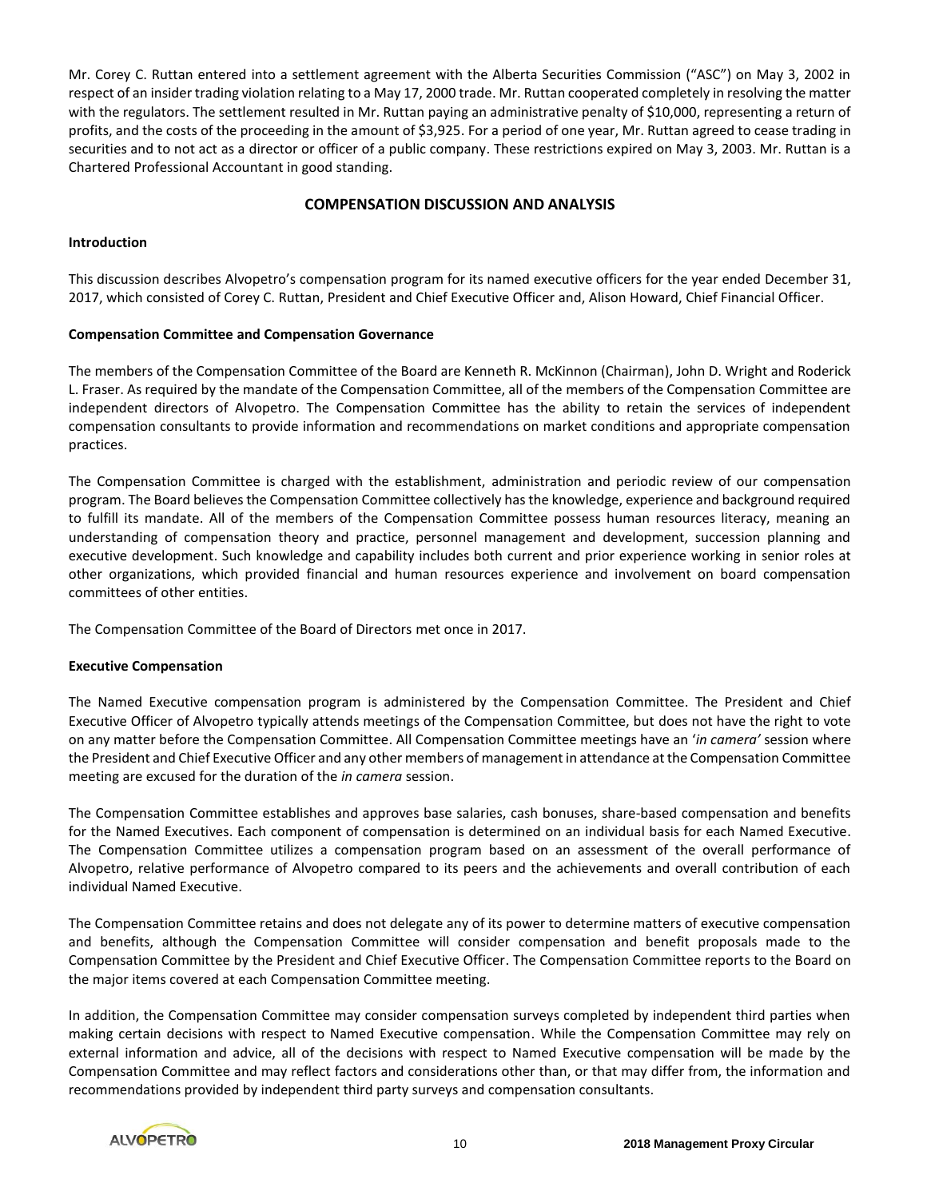Mr. Corey C. Ruttan entered into a settlement agreement with the Alberta Securities Commission ("ASC") on May 3, 2002 in respect of an insider trading violation relating to a May 17, 2000 trade. Mr. Ruttan cooperated completely in resolving the matter with the regulators. The settlement resulted in Mr. Ruttan paying an administrative penalty of $10,000, representing a return of profits, and the costs of the proceeding in the amount of $3,925. For a period of one year, Mr. Ruttan agreed to cease trading in securities and to not act as a director or officer of a public company. These restrictions expired on May 3, 2003. Mr. Ruttan is a Chartered Professional Accountant in good standing.

## COMPENSATION DISCUSSION AND ANALYSIS

### Introduction

This discussion describes Alvopetro's compensation program for its named executive officers for the year ended December 31, 2017, which consisted of Corey C. Ruttan, President and Chief Executive Officer and, Alison Howard, Chief Financial Officer.

### Compensation Committee and Compensation Governance

The members of the Compensation Committee of the Board are Kenneth R. McKinnon (Chairman), John D. Wright and Roderick L. Fraser. As required by the mandate of the Compensation Committee, all of the members of the Compensation Committee are independent directors of Alvopetro. The Compensation Committee has the ability to retain the services of independent compensation consultants to provide information and recommendations on market conditions and appropriate compensation practices.

The Compensation Committee is charged with the establishment, administration and periodic review of our compensation program. The Board believes the Compensation Committee collectively has the knowledge, experience and background required to fulfill its mandate. All of the members of the Compensation Committee possess human resources literacy, meaning an understanding of compensation theory and practice, personnel management and development, succession planning and executive development. Such knowledge and capability includes both current and prior experience working in senior roles at other organizations, which provided financial and human resources experience and involvement on board compensation committees of other entities.

The Compensation Committee of the Board of Directors met once in 2017.

### Executive Compensation

The Named Executive compensation program is administered by the Compensation Committee. The President and Chief Executive Officer of Alvopetro typically attends meetings of the Compensation Committee, but does not have the right to vote on any matter before the Compensation Committee. All Compensation Committee meetings have an '*in camera'* session where the President and Chief Executive Officer and any other members of management in attendance at the Compensation Committee meeting are excused for the duration of the *in camera* session.

The Compensation Committee establishes and approves base salaries, cash bonuses, share-based compensation and benefits for the Named Executives. Each component of compensation is determined on an individual basis for each Named Executive. The Compensation Committee utilizes a compensation program based on an assessment of the overall performance of Alvopetro, relative performance of Alvopetro compared to its peers and the achievements and overall contribution of each individual Named Executive.

The Compensation Committee retains and does not delegate any of its power to determine matters of executive compensation and benefits, although the Compensation Committee will consider compensation and benefit proposals made to the Compensation Committee by the President and Chief Executive Officer. The Compensation Committee reports to the Board on the major items covered at each Compensation Committee meeting.

In addition, the Compensation Committee may consider compensation surveys completed by independent third parties when making certain decisions with respect to Named Executive compensation. While the Compensation Committee may rely on external information and advice, all of the decisions with respect to Named Executive compensation will be made by the Compensation Committee and may reflect factors and considerations other than, or that may differ from, the information and recommendations provided by independent third party surveys and compensation consultants.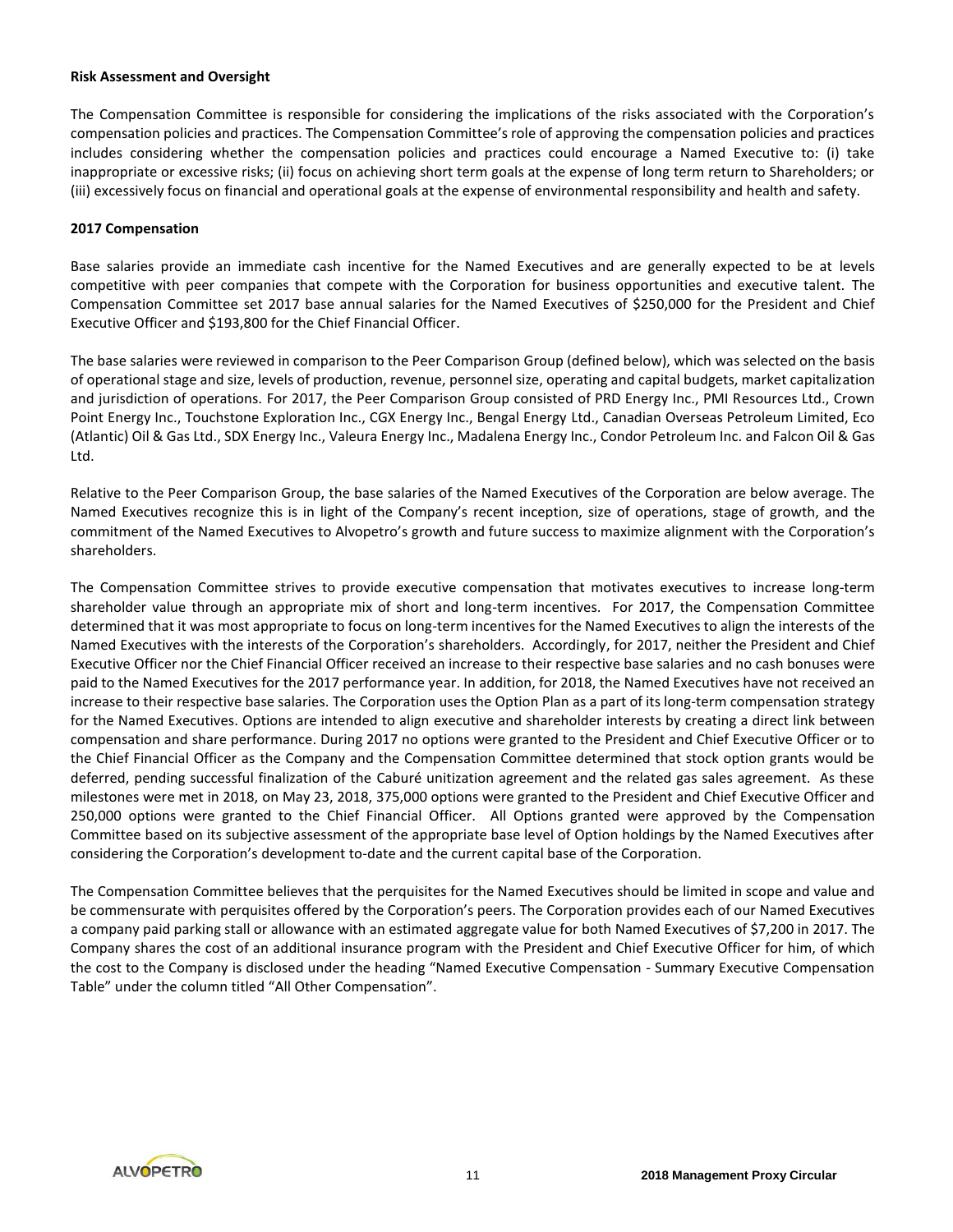**Risk Assessment and Oversight**

The Compensation Committee is responsible for considering the implications of the risks associated with the Corporation's compensation policies and practices. The Compensation Committee's role of approving the compensation policies and practices includes considering whether the compensation policies and practices could encourage a Named Executive to: (i) take inappropriate or excessive risks; (ii) focus on achieving short term goals at the expense of long term return to Shareholders; or (iii) excessively focus on financial and operational goals at the expense of environmental responsibility and health and safety.

**2017 Compensation**

Base salaries provide an immediate cash incentive for the Named Executives and are generally expected to be at levels competitive with peer companies that compete with the Corporation for business opportunities and executive talent. The Compensation Committee set 2017 base annual salaries for the Named Executives of $250,000 for the President and Chief Executive Officer and $193,800 for the Chief Financial Officer.

The base salaries were reviewed in comparison to the Peer Comparison Group (defined below), which was selected on the basis of operational stage and size, levels of production, revenue, personnel size, operating and capital budgets, market capitalization and jurisdiction of operations. For 2017, the Peer Comparison Group consisted of PRD Energy Inc., PMI Resources Ltd., Crown Point Energy Inc., Touchstone Exploration Inc., CGX Energy Inc., Bengal Energy Ltd., Canadian Overseas Petroleum Limited, Eco (Atlantic) Oil & Gas Ltd., SDX Energy Inc., Valeura Energy Inc., Madalena Energy Inc., Condor Petroleum Inc. and Falcon Oil & Gas Ltd.

Relative to the Peer Comparison Group, the base salaries of the Named Executives of the Corporation are below average. The Named Executives recognize this is in light of the Company's recent inception, size of operations, stage of growth, and the commitment of the Named Executives to Alvopetro's growth and future success to maximize alignment with the Corporation's shareholders.

The Compensation Committee strives to provide executive compensation that motivates executives to increase long-term shareholder value through an appropriate mix of short and long-term incentives. For 2017, the Compensation Committee determined that it was most appropriate to focus on long-term incentives for the Named Executives to align the interests of the Named Executives with the interests of the Corporation's shareholders. Accordingly, for 2017, neither the President and Chief Executive Officer nor the Chief Financial Officer received an increase to their respective base salaries and no cash bonuses were paid to the Named Executives for the 2017 performance year. In addition, for 2018, the Named Executives have not received an increase to their respective base salaries. The Corporation uses the Option Plan as a part of its long-term compensation strategy for the Named Executives. Options are intended to align executive and shareholder interests by creating a direct link between compensation and share performance. During 2017 no options were granted to the President and Chief Executive Officer or to the Chief Financial Officer as the Company and the Compensation Committee determined that stock option grants would be deferred, pending successful finalization of the Caburé unitization agreement and the related gas sales agreement. As these milestones were met in 2018, on May 23, 2018, 375,000 options were granted to the President and Chief Executive Officer and 250,000 options were granted to the Chief Financial Officer. All Options granted were approved by the Compensation Committee based on its subjective assessment of the appropriate base level of Option holdings by the Named Executives after considering the Corporation's development to-date and the current capital base of the Corporation.

The Compensation Committee believes that the perquisites for the Named Executives should be limited in scope and value and be commensurate with perquisites offered by the Corporation's peers. The Corporation provides each of our Named Executives a company paid parking stall or allowance with an estimated aggregate value for both Named Executives of $7,200 in 2017. The Company shares the cost of an additional insurance program with the President and Chief Executive Officer for him, of which the cost to the Company is disclosed under the heading "Named Executive Compensation - Summary Executive Compensation Table" under the column titled "All Other Compensation".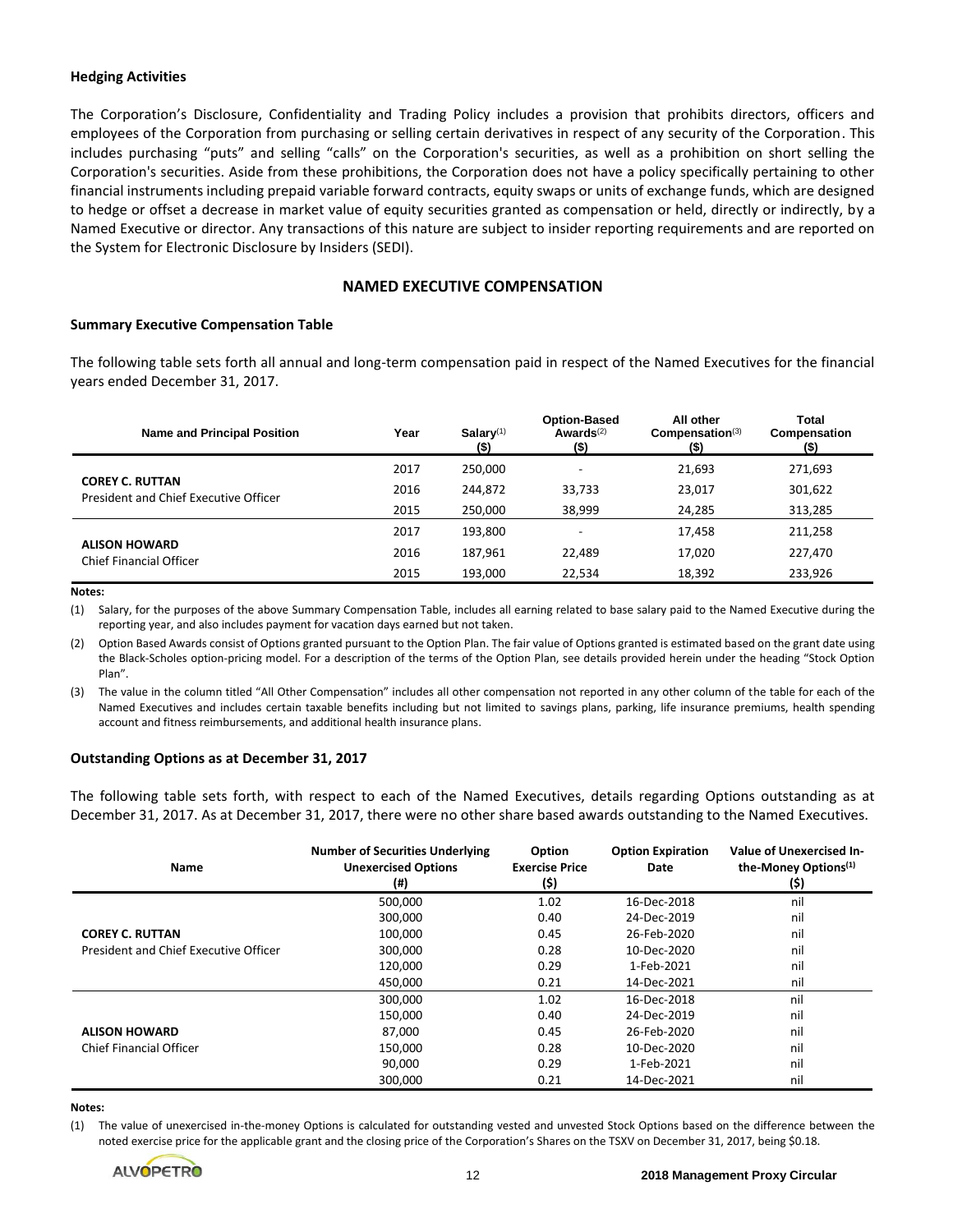**Hedging Activities**

The Corporation's Disclosure, Confidentiality and Trading Policy includes a provision that prohibits directors, officers and employees of the Corporation from purchasing or selling certain derivatives in respect of any security of the Corporation. This includes purchasing "puts" and selling "calls" on the Corporation's securities, as well as a prohibition on short selling the Corporation's securities. Aside from these prohibitions, the Corporation does not have a policy specifically pertaining to other financial instruments including prepaid variable forward contracts, equity swaps or units of exchange funds, which are designed to hedge or offset a decrease in market value of equity securities granted as compensation or held, directly or indirectly, by a Named Executive or director. Any transactions of this nature are subject to insider reporting requirements and are reported on the System for Electronic Disclosure by Insiders (SEDI).

## NAMED EXECUTIVE COMPENSATION

**Summary Executive Compensation Table**

The following table sets forth all annual and long-term compensation paid in respect of the Named Executives for the financial years ended December 31, 2017.

| Name and Principal Position | Year | Salary[(1)] ($) | Option-Based Awards[(2)] ($) | All other Compensation[(3)] ($) | Total Compensation ($) |
|---|---|---|---|---|---|
| **COREY C. RUTTAN** President and Chief Executive Officer | 2017 | 250,000 | - | 21,693 | 271,693 |
| | 2016 | 244,872 | 33,733 | 23,017 | 301,622 |
| | 2015 | 250,000 | 38,999 | 24,285 | 313,285 |
| **ALISON HOWARD** Chief Financial Officer | 2017 | 193,800 | - | 17,458 | 211,258 |
| | 2016 | 187,961 | 22,489 | 17,020 | 227,470 |
| | 2015 | 193,000 | 22,534 | 18,392 | 233,926 |

**Notes:**

(1) Salary, for the purposes of the above Summary Compensation Table, includes all earning related to base salary paid to the Named Executive during the reporting year, and also includes payment for vacation days earned but not taken.

(2) Option Based Awards consist of Options granted pursuant to the Option Plan. The fair value of Options granted is estimated based on the grant date using the Black-Scholes option-pricing model. For a description of the terms of the Option Plan, see details provided herein under the heading "Stock Option Plan".

(3) The value in the column titled "All Other Compensation" includes all other compensation not reported in any other column of the table for each of the Named Executives and includes certain taxable benefits including but not limited to savings plans, parking, life insurance premiums, health spending account and fitness reimbursements, and additional health insurance plans.

**Outstanding Options as at December 31, 2017**

The following table sets forth, with respect to each of the Named Executives, details regarding Options outstanding as at December 31, 2017. As at December 31, 2017, there were no other share based awards outstanding to the Named Executives.

| Name | Number of Securities Underlying Unexercised Options (#) | Option Exercise Price ($) | Option Expiration Date | Value of Unexercised In-the-Money Options[(1)] ($) |
|---|---|---|---|---|
| **COREY C. RUTTAN** President and Chief Executive Officer | 500,000 | 1.02 | 16-Dec-2018 | nil |
| | 300,000 | 0.40 | 24-Dec-2019 | nil |
| | 100,000 | 0.45 | 26-Feb-2020 | nil |
| | 300,000 | 0.28 | 10-Dec-2020 | nil |
| | 120,000 | 0.29 | 1-Feb-2021 | nil |
| | 450,000 | 0.21 | 14-Dec-2021 | nil |
| **ALISON HOWARD** Chief Financial Officer | 300,000 | 1.02 | 16-Dec-2018 | nil |
| | 150,000 | 0.40 | 24-Dec-2019 | nil |
| | 87,000 | 0.45 | 26-Feb-2020 | nil |
| | 150,000 | 0.28 | 10-Dec-2020 | nil |
| | 90,000 | 0.29 | 1-Feb-2021 | nil |
| | 300,000 | 0.21 | 14-Dec-2021 | nil |

**Notes:**

(1) The value of unexercised in-the-money Options is calculated for outstanding vested and unvested Stock Options based on the difference between the noted exercise price for the applicable grant and the closing price of the Corporation's Shares on the TSXV on December 31, 2017, being $0.18.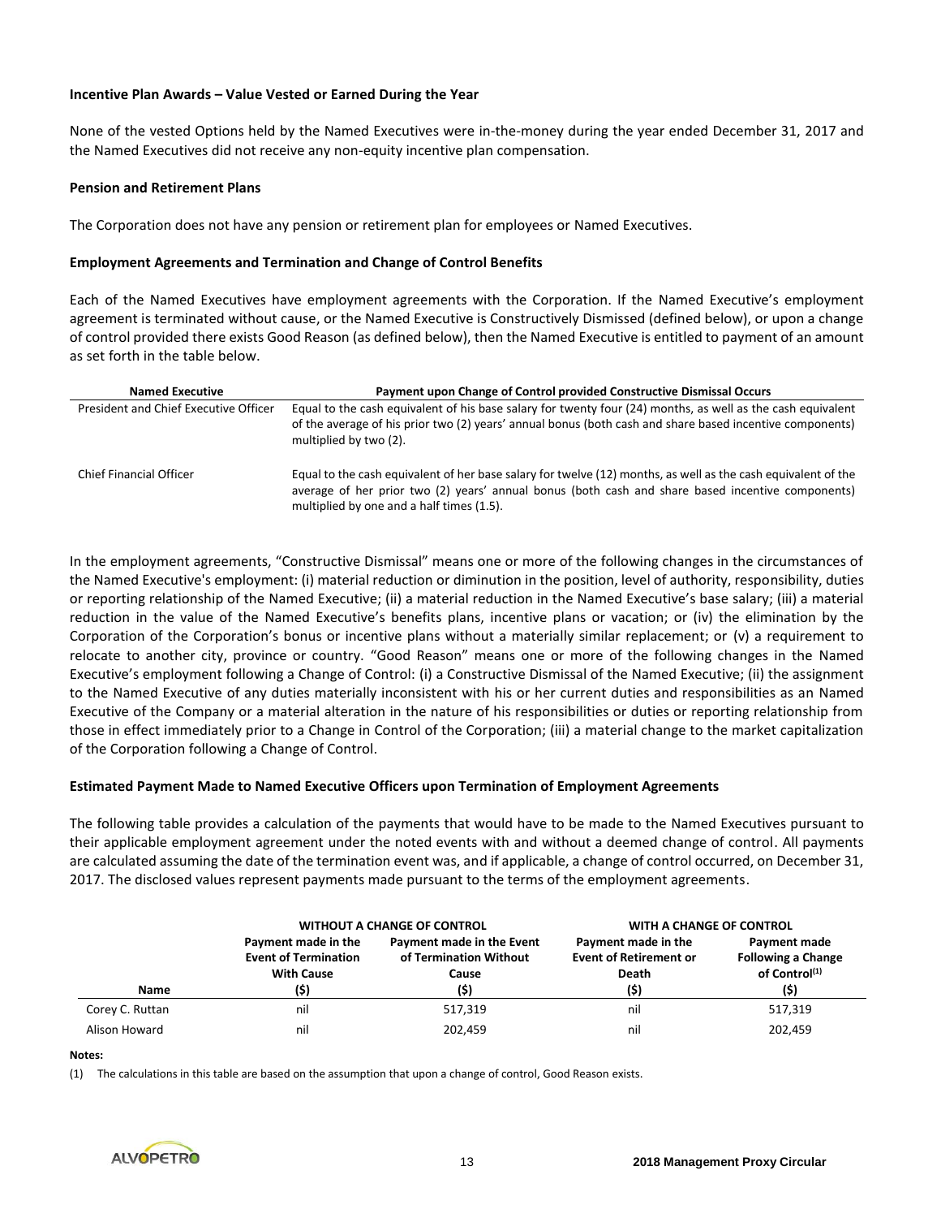### Incentive Plan Awards – Value Vested or Earned During the Year

None of the vested Options held by the Named Executives were in-the-money during the year ended December 31, 2017 and the Named Executives did not receive any non-equity incentive plan compensation.

### Pension and Retirement Plans

The Corporation does not have any pension or retirement plan for employees or Named Executives.

### Employment Agreements and Termination and Change of Control Benefits

Each of the Named Executives have employment agreements with the Corporation. If the Named Executive's employment agreement is terminated without cause, or the Named Executive is Constructively Dismissed (defined below), or upon a change of control provided there exists Good Reason (as defined below), then the Named Executive is entitled to payment of an amount as set forth in the table below.

| Named Executive | Payment upon Change of Control provided Constructive Dismissal Occurs |
|---|---|
| President and Chief Executive Officer | Equal to the cash equivalent of his base salary for twenty four (24) months, as well as the cash equivalent of the average of his prior two (2) years' annual bonus (both cash and share based incentive components) multiplied by two (2). |
| Chief Financial Officer | Equal to the cash equivalent of her base salary for twelve (12) months, as well as the cash equivalent of the average of her prior two (2) years' annual bonus (both cash and share based incentive components) multiplied by one and a half times (1.5). |

In the employment agreements, "Constructive Dismissal" means one or more of the following changes in the circumstances of the Named Executive's employment: (i) material reduction or diminution in the position, level of authority, responsibility, duties or reporting relationship of the Named Executive; (ii) a material reduction in the Named Executive's base salary; (iii) a material reduction in the value of the Named Executive's benefits plans, incentive plans or vacation; or (iv) the elimination by the Corporation of the Corporation's bonus or incentive plans without a materially similar replacement; or (v) a requirement to relocate to another city, province or country. "Good Reason" means one or more of the following changes in the Named Executive's employment following a Change of Control: (i) a Constructive Dismissal of the Named Executive; (ii) the assignment to the Named Executive of any duties materially inconsistent with his or her current duties and responsibilities as an Named Executive of the Company or a material alteration in the nature of his responsibilities or duties or reporting relationship from those in effect immediately prior to a Change in Control of the Corporation; (iii) a material change to the market capitalization of the Corporation following a Change of Control.

### Estimated Payment Made to Named Executive Officers upon Termination of Employment Agreements

The following table provides a calculation of the payments that would have to be made to the Named Executives pursuant to their applicable employment agreement under the noted events with and without a deemed change of control. All payments are calculated assuming the date of the termination event was, and if applicable, a change of control occurred, on December 31, 2017. The disclosed values represent payments made pursuant to the terms of the employment agreements.

| | WITHOUT A CHANGE OF CONTROL | | WITH A CHANGE OF CONTROL | |
|---|---|---|---|---|
| Name | Payment made in the Event of Termination With Cause ($) | Payment made in the Event of Termination Without Cause ($) | Payment made in the Event of Retirement or Death ($) | Payment made Following a Change of Control[(1)] ($) |
| Corey C. Ruttan | nil | 517,319 | nil | 517,319 |
| Alison Howard | nil | 202,459 | nil | 202,459 |

**Notes:**

(1) The calculations in this table are based on the assumption that upon a change of control, Good Reason exists.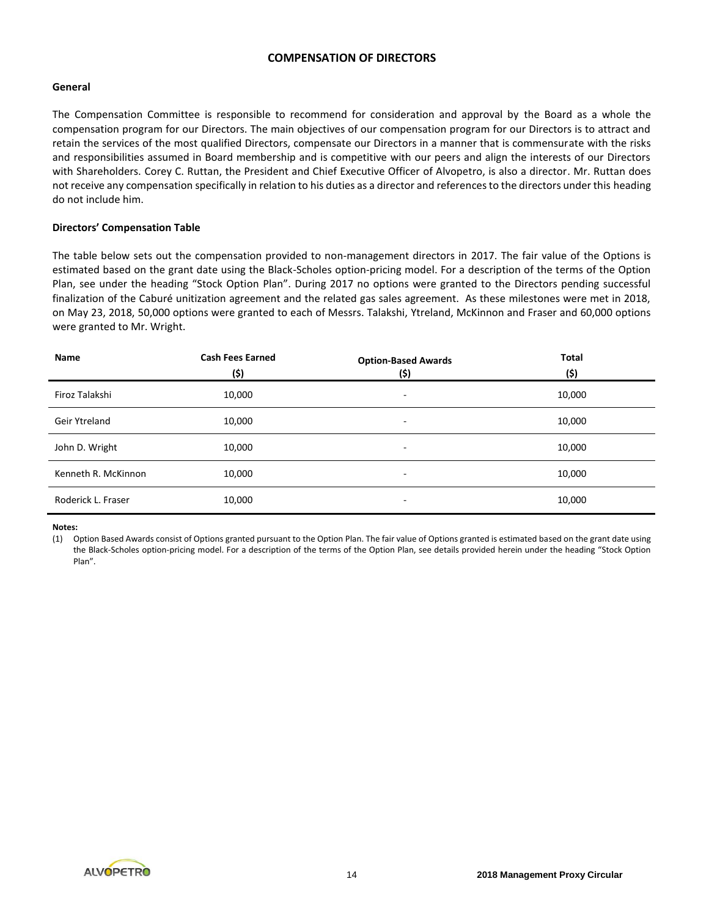## COMPENSATION OF DIRECTORS

### General

The Compensation Committee is responsible to recommend for consideration and approval by the Board as a whole the compensation program for our Directors. The main objectives of our compensation program for our Directors is to attract and retain the services of the most qualified Directors, compensate our Directors in a manner that is commensurate with the risks and responsibilities assumed in Board membership and is competitive with our peers and align the interests of our Directors with Shareholders. Corey C. Ruttan, the President and Chief Executive Officer of Alvopetro, is also a director. Mr. Ruttan does not receive any compensation specifically in relation to his duties as a director and references to the directors under this heading do not include him.

### Directors' Compensation Table

The table below sets out the compensation provided to non-management directors in 2017. The fair value of the Options is estimated based on the grant date using the Black-Scholes option-pricing model. For a description of the terms of the Option Plan, see under the heading "Stock Option Plan". During 2017 no options were granted to the Directors pending successful finalization of the Caburé unitization agreement and the related gas sales agreement. As these milestones were met in 2018, on May 23, 2018, 50,000 options were granted to each of Messrs. Talakshi, Ytreland, McKinnon and Fraser and 60,000 options were granted to Mr. Wright.

| Name | Cash Fees Earned ($) | Option-Based Awards ($) | Total ($) |
|---|---|---|---|
| Firoz Talakshi | 10,000 | - | 10,000 |
| Geir Ytreland | 10,000 | - | 10,000 |
| John D. Wright | 10,000 | - | 10,000 |
| Kenneth R. McKinnon | 10,000 | - | 10,000 |
| Roderick L. Fraser | 10,000 | - | 10,000 |

**Notes:**

(1) Option Based Awards consist of Options granted pursuant to the Option Plan. The fair value of Options granted is estimated based on the grant date using the Black-Scholes option-pricing model. For a description of the terms of the Option Plan, see details provided herein under the heading "Stock Option Plan".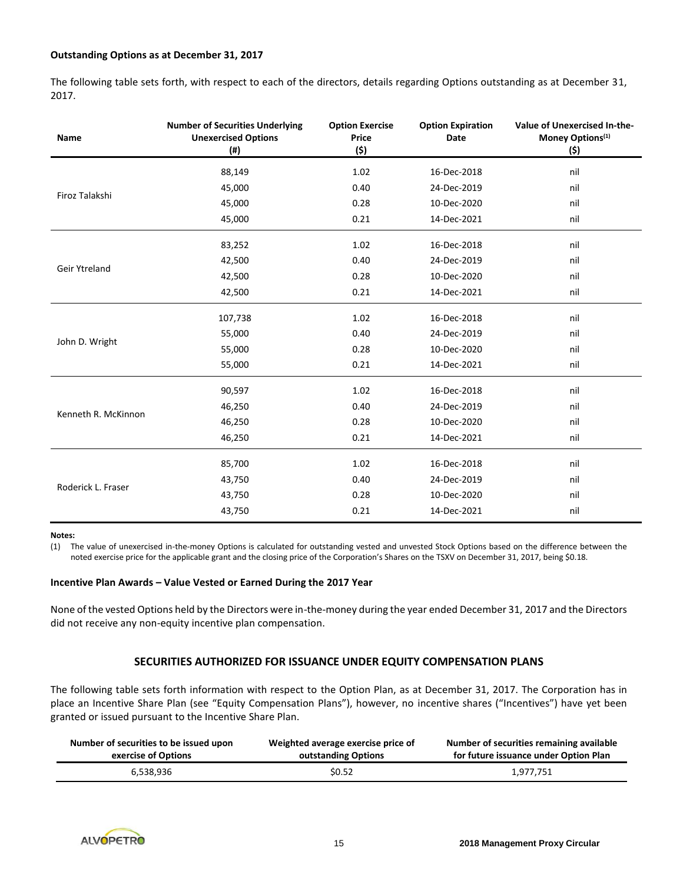**Outstanding Options as at December 31, 2017**

The following table sets forth, with respect to each of the directors, details regarding Options outstanding as at December 31, 2017.

| Name | Number of Securities Underlying Unexercised Options (#) | Option Exercise Price ($) | Option Expiration Date | Value of Unexercised In-the-Money Options[(1)] ($) |
|---|---|---|---|---|
| Firoz Talakshi | 88,149 | 1.02 | 16-Dec-2018 | nil |
| | 45,000 | 0.40 | 24-Dec-2019 | nil |
| | 45,000 | 0.28 | 10-Dec-2020 | nil |
| | 45,000 | 0.21 | 14-Dec-2021 | nil |
| Geir Ytreland | 83,252 | 1.02 | 16-Dec-2018 | nil |
| | 42,500 | 0.40 | 24-Dec-2019 | nil |
| | 42,500 | 0.28 | 10-Dec-2020 | nil |
| | 42,500 | 0.21 | 14-Dec-2021 | nil |
| John D. Wright | 107,738 | 1.02 | 16-Dec-2018 | nil |
| | 55,000 | 0.40 | 24-Dec-2019 | nil |
| | 55,000 | 0.28 | 10-Dec-2020 | nil |
| | 55,000 | 0.21 | 14-Dec-2021 | nil |
| Kenneth R. McKinnon | 90,597 | 1.02 | 16-Dec-2018 | nil |
| | 46,250 | 0.40 | 24-Dec-2019 | nil |
| | 46,250 | 0.28 | 10-Dec-2020 | nil |
| | 46,250 | 0.21 | 14-Dec-2021 | nil |
| Roderick L. Fraser | 85,700 | 1.02 | 16-Dec-2018 | nil |
| | 43,750 | 0.40 | 24-Dec-2019 | nil |
| | 43,750 | 0.28 | 10-Dec-2020 | nil |
| | 43,750 | 0.21 | 14-Dec-2021 | nil |

**Notes:**

(1) The value of unexercised in-the-money Options is calculated for outstanding vested and unvested Stock Options based on the difference between the noted exercise price for the applicable grant and the closing price of the Corporation's Shares on the TSXV on December 31, 2017, being $0.18.

**Incentive Plan Awards – Value Vested or Earned During the 2017 Year**

None of the vested Options held by the Directors were in-the-money during the year ended December 31, 2017 and the Directors did not receive any non-equity incentive plan compensation.

## SECURITIES AUTHORIZED FOR ISSUANCE UNDER EQUITY COMPENSATION PLANS

The following table sets forth information with respect to the Option Plan, as at December 31, 2017. The Corporation has in place an Incentive Share Plan (see "Equity Compensation Plans"), however, no incentive shares ("Incentives") have yet been granted or issued pursuant to the Incentive Share Plan.

| Number of securities to be issued upon exercise of Options | Weighted average exercise price of outstanding Options | Number of securities remaining available for future issuance under Option Plan |
|---|---|---|
| 6,538,936 | $0.52 | 1,977,751 |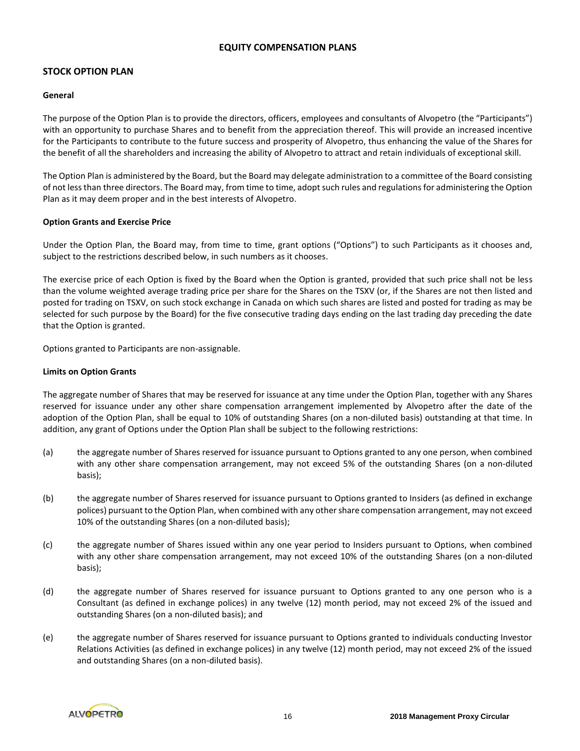## EQUITY COMPENSATION PLANS

### STOCK OPTION PLAN

#### General

The purpose of the Option Plan is to provide the directors, officers, employees and consultants of Alvopetro (the "Participants") with an opportunity to purchase Shares and to benefit from the appreciation thereof. This will provide an increased incentive for the Participants to contribute to the future success and prosperity of Alvopetro, thus enhancing the value of the Shares for the benefit of all the shareholders and increasing the ability of Alvopetro to attract and retain individuals of exceptional skill.

The Option Plan is administered by the Board, but the Board may delegate administration to a committee of the Board consisting of not less than three directors. The Board may, from time to time, adopt such rules and regulations for administering the Option Plan as it may deem proper and in the best interests of Alvopetro.

#### Option Grants and Exercise Price

Under the Option Plan, the Board may, from time to time, grant options ("Options") to such Participants as it chooses and, subject to the restrictions described below, in such numbers as it chooses.

The exercise price of each Option is fixed by the Board when the Option is granted, provided that such price shall not be less than the volume weighted average trading price per share for the Shares on the TSXV (or, if the Shares are not then listed and posted for trading on TSXV, on such stock exchange in Canada on which such shares are listed and posted for trading as may be selected for such purpose by the Board) for the five consecutive trading days ending on the last trading day preceding the date that the Option is granted.

Options granted to Participants are non-assignable.

#### Limits on Option Grants

The aggregate number of Shares that may be reserved for issuance at any time under the Option Plan, together with any Shares reserved for issuance under any other share compensation arrangement implemented by Alvopetro after the date of the adoption of the Option Plan, shall be equal to 10% of outstanding Shares (on a non-diluted basis) outstanding at that time. In addition, any grant of Options under the Option Plan shall be subject to the following restrictions:

(a) the aggregate number of Shares reserved for issuance pursuant to Options granted to any one person, when combined with any other share compensation arrangement, may not exceed 5% of the outstanding Shares (on a non-diluted basis);

(b) the aggregate number of Shares reserved for issuance pursuant to Options granted to Insiders (as defined in exchange polices) pursuant to the Option Plan, when combined with any other share compensation arrangement, may not exceed 10% of the outstanding Shares (on a non-diluted basis);

(c) the aggregate number of Shares issued within any one year period to Insiders pursuant to Options, when combined with any other share compensation arrangement, may not exceed 10% of the outstanding Shares (on a non-diluted basis);

(d) the aggregate number of Shares reserved for issuance pursuant to Options granted to any one person who is a Consultant (as defined in exchange polices) in any twelve (12) month period, may not exceed 2% of the issued and outstanding Shares (on a non-diluted basis); and

(e) the aggregate number of Shares reserved for issuance pursuant to Options granted to individuals conducting Investor Relations Activities (as defined in exchange polices) in any twelve (12) month period, may not exceed 2% of the issued and outstanding Shares (on a non-diluted basis).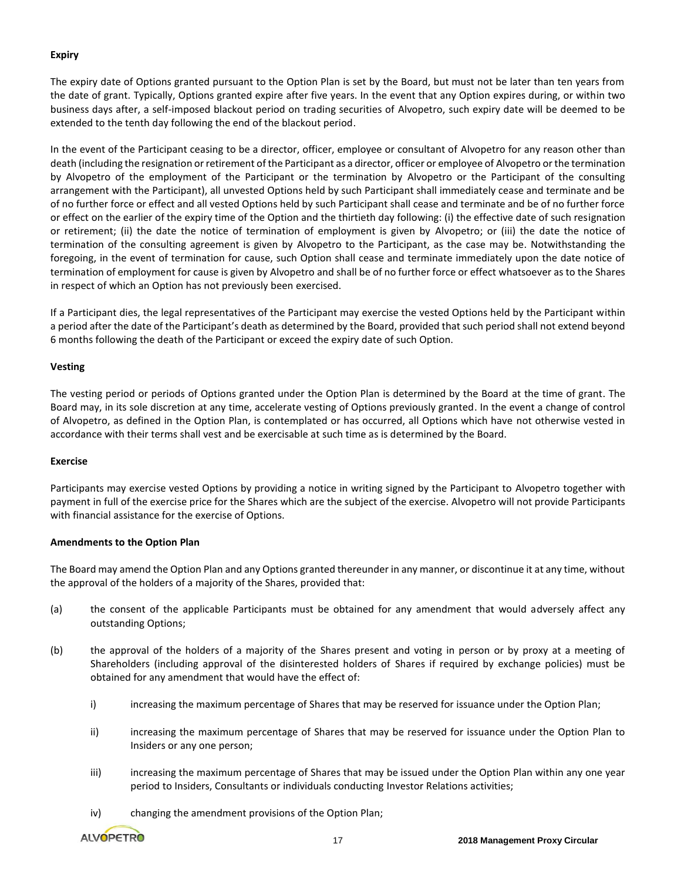**Expiry**

The expiry date of Options granted pursuant to the Option Plan is set by the Board, but must not be later than ten years from the date of grant. Typically, Options granted expire after five years. In the event that any Option expires during, or within two business days after, a self-imposed blackout period on trading securities of Alvopetro, such expiry date will be deemed to be extended to the tenth day following the end of the blackout period.

In the event of the Participant ceasing to be a director, officer, employee or consultant of Alvopetro for any reason other than death (including the resignation or retirement of the Participant as a director, officer or employee of Alvopetro or the termination by Alvopetro of the employment of the Participant or the termination by Alvopetro or the Participant of the consulting arrangement with the Participant), all unvested Options held by such Participant shall immediately cease and terminate and be of no further force or effect and all vested Options held by such Participant shall cease and terminate and be of no further force or effect on the earlier of the expiry time of the Option and the thirtieth day following: (i) the effective date of such resignation or retirement; (ii) the date the notice of termination of employment is given by Alvopetro; or (iii) the date the notice of termination of the consulting agreement is given by Alvopetro to the Participant, as the case may be. Notwithstanding the foregoing, in the event of termination for cause, such Option shall cease and terminate immediately upon the date notice of termination of employment for cause is given by Alvopetro and shall be of no further force or effect whatsoever as to the Shares in respect of which an Option has not previously been exercised.

If a Participant dies, the legal representatives of the Participant may exercise the vested Options held by the Participant within a period after the date of the Participant's death as determined by the Board, provided that such period shall not extend beyond 6 months following the death of the Participant or exceed the expiry date of such Option.

**Vesting**

The vesting period or periods of Options granted under the Option Plan is determined by the Board at the time of grant. The Board may, in its sole discretion at any time, accelerate vesting of Options previously granted. In the event a change of control of Alvopetro, as defined in the Option Plan, is contemplated or has occurred, all Options which have not otherwise vested in accordance with their terms shall vest and be exercisable at such time as is determined by the Board.

**Exercise**

Participants may exercise vested Options by providing a notice in writing signed by the Participant to Alvopetro together with payment in full of the exercise price for the Shares which are the subject of the exercise. Alvopetro will not provide Participants with financial assistance for the exercise of Options.

**Amendments to the Option Plan**

The Board may amend the Option Plan and any Options granted thereunder in any manner, or discontinue it at any time, without the approval of the holders of a majority of the Shares, provided that:

(a) the consent of the applicable Participants must be obtained for any amendment that would adversely affect any outstanding Options;

(b) the approval of the holders of a majority of the Shares present and voting in person or by proxy at a meeting of Shareholders (including approval of the disinterested holders of Shares if required by exchange policies) must be obtained for any amendment that would have the effect of:

   i) increasing the maximum percentage of Shares that may be reserved for issuance under the Option Plan;

   ii) increasing the maximum percentage of Shares that may be reserved for issuance under the Option Plan to Insiders or any one person;

   iii) increasing the maximum percentage of Shares that may be issued under the Option Plan within any one year period to Insiders, Consultants or individuals conducting Investor Relations activities;

   iv) changing the amendment provisions of the Option Plan;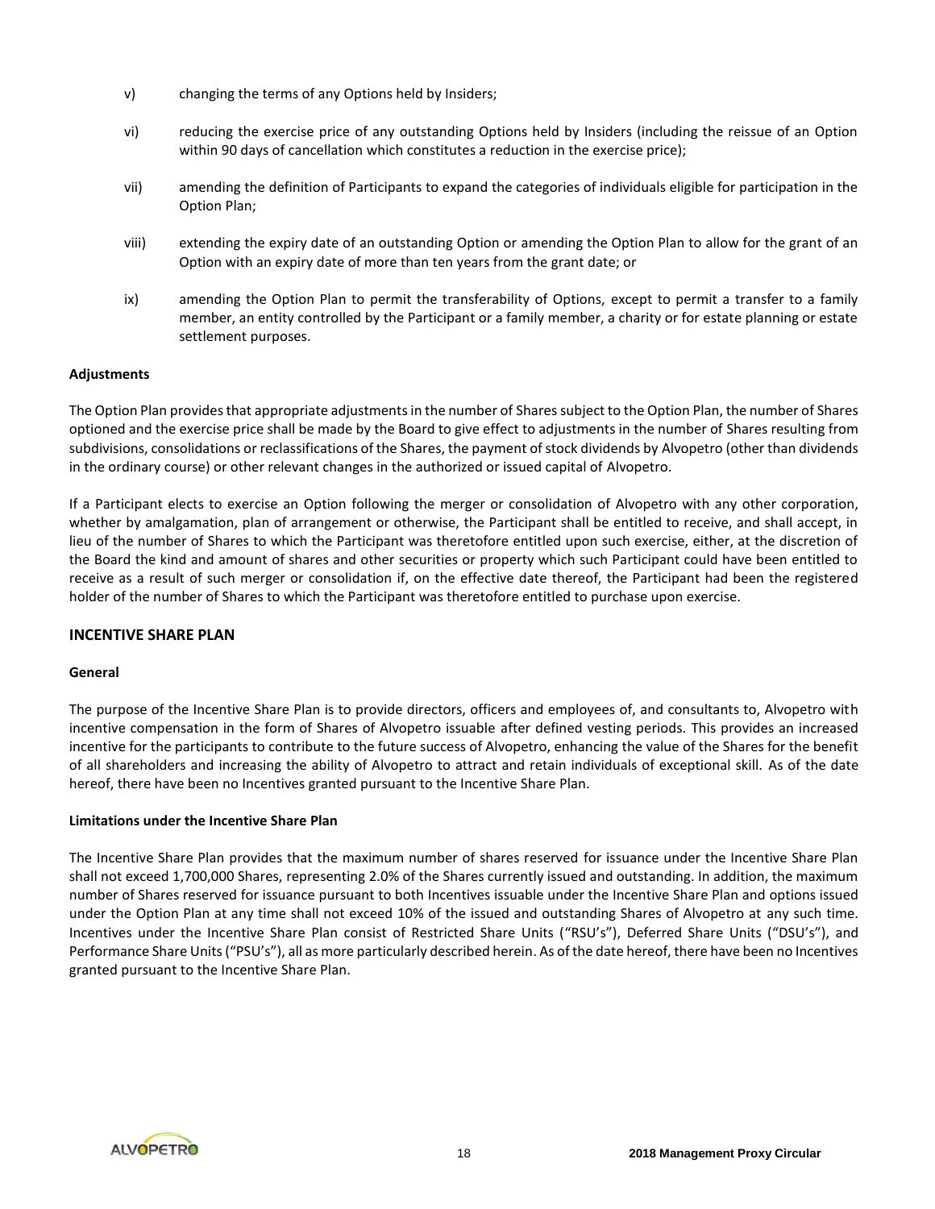v) changing the terms of any Options held by Insiders;

vi) reducing the exercise price of any outstanding Options held by Insiders (including the reissue of an Option within 90 days of cancellation which constitutes a reduction in the exercise price);

vii) amending the definition of Participants to expand the categories of individuals eligible for participation in the Option Plan;

viii) extending the expiry date of an outstanding Option or amending the Option Plan to allow for the grant of an Option with an expiry date of more than ten years from the grant date; or

ix) amending the Option Plan to permit the transferability of Options, except to permit a transfer to a family member, an entity controlled by the Participant or a family member, a charity or for estate planning or estate settlement purposes.

**Adjustments**

The Option Plan provides that appropriate adjustments in the number of Shares subject to the Option Plan, the number of Shares optioned and the exercise price shall be made by the Board to give effect to adjustments in the number of Shares resulting from subdivisions, consolidations or reclassifications of the Shares, the payment of stock dividends by Alvopetro (other than dividends in the ordinary course) or other relevant changes in the authorized or issued capital of Alvopetro.

If a Participant elects to exercise an Option following the merger or consolidation of Alvopetro with any other corporation, whether by amalgamation, plan of arrangement or otherwise, the Participant shall be entitled to receive, and shall accept, in lieu of the number of Shares to which the Participant was theretofore entitled upon such exercise, either, at the discretion of the Board the kind and amount of shares and other securities or property which such Participant could have been entitled to receive as a result of such merger or consolidation if, on the effective date thereof, the Participant had been the registered holder of the number of Shares to which the Participant was theretofore entitled to purchase upon exercise.

## INCENTIVE SHARE PLAN

**General**

The purpose of the Incentive Share Plan is to provide directors, officers and employees of, and consultants to, Alvopetro with incentive compensation in the form of Shares of Alvopetro issuable after defined vesting periods. This provides an increased incentive for the participants to contribute to the future success of Alvopetro, enhancing the value of the Shares for the benefit of all shareholders and increasing the ability of Alvopetro to attract and retain individuals of exceptional skill. As of the date hereof, there have been no Incentives granted pursuant to the Incentive Share Plan.

**Limitations under the Incentive Share Plan**

The Incentive Share Plan provides that the maximum number of shares reserved for issuance under the Incentive Share Plan shall not exceed 1,700,000 Shares, representing 2.0% of the Shares currently issued and outstanding. In addition, the maximum number of Shares reserved for issuance pursuant to both Incentives issuable under the Incentive Share Plan and options issued under the Option Plan at any time shall not exceed 10% of the issued and outstanding Shares of Alvopetro at any such time. Incentives under the Incentive Share Plan consist of Restricted Share Units ("RSU's"), Deferred Share Units ("DSU's"), and Performance Share Units ("PSU's"), all as more particularly described herein. As of the date hereof, there have been no Incentives granted pursuant to the Incentive Share Plan.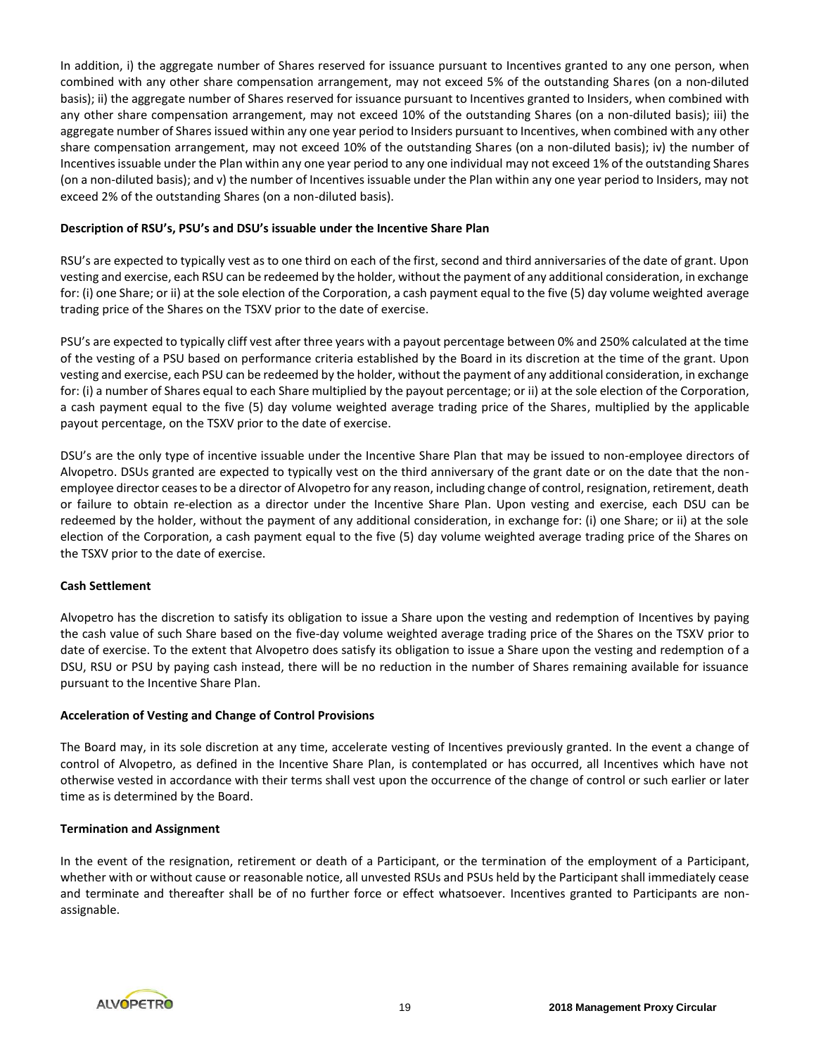In addition, i) the aggregate number of Shares reserved for issuance pursuant to Incentives granted to any one person, when combined with any other share compensation arrangement, may not exceed 5% of the outstanding Shares (on a non-diluted basis); ii) the aggregate number of Shares reserved for issuance pursuant to Incentives granted to Insiders, when combined with any other share compensation arrangement, may not exceed 10% of the outstanding Shares (on a non-diluted basis); iii) the aggregate number of Shares issued within any one year period to Insiders pursuant to Incentives, when combined with any other share compensation arrangement, may not exceed 10% of the outstanding Shares (on a non-diluted basis); iv) the number of Incentives issuable under the Plan within any one year period to any one individual may not exceed 1% of the outstanding Shares (on a non-diluted basis); and v) the number of Incentives issuable under the Plan within any one year period to Insiders, may not exceed 2% of the outstanding Shares (on a non-diluted basis).

**Description of RSU's, PSU's and DSU's issuable under the Incentive Share Plan**

RSU's are expected to typically vest as to one third on each of the first, second and third anniversaries of the date of grant. Upon vesting and exercise, each RSU can be redeemed by the holder, without the payment of any additional consideration, in exchange for: (i) one Share; or ii) at the sole election of the Corporation, a cash payment equal to the five (5) day volume weighted average trading price of the Shares on the TSXV prior to the date of exercise.

PSU's are expected to typically cliff vest after three years with a payout percentage between 0% and 250% calculated at the time of the vesting of a PSU based on performance criteria established by the Board in its discretion at the time of the grant. Upon vesting and exercise, each PSU can be redeemed by the holder, without the payment of any additional consideration, in exchange for: (i) a number of Shares equal to each Share multiplied by the payout percentage; or ii) at the sole election of the Corporation, a cash payment equal to the five (5) day volume weighted average trading price of the Shares, multiplied by the applicable payout percentage, on the TSXV prior to the date of exercise.

DSU's are the only type of incentive issuable under the Incentive Share Plan that may be issued to non-employee directors of Alvopetro. DSUs granted are expected to typically vest on the third anniversary of the grant date or on the date that the non-employee director ceases to be a director of Alvopetro for any reason, including change of control, resignation, retirement, death or failure to obtain re-election as a director under the Incentive Share Plan. Upon vesting and exercise, each DSU can be redeemed by the holder, without the payment of any additional consideration, in exchange for: (i) one Share; or ii) at the sole election of the Corporation, a cash payment equal to the five (5) day volume weighted average trading price of the Shares on the TSXV prior to the date of exercise.

**Cash Settlement**

Alvopetro has the discretion to satisfy its obligation to issue a Share upon the vesting and redemption of Incentives by paying the cash value of such Share based on the five-day volume weighted average trading price of the Shares on the TSXV prior to date of exercise. To the extent that Alvopetro does satisfy its obligation to issue a Share upon the vesting and redemption of a DSU, RSU or PSU by paying cash instead, there will be no reduction in the number of Shares remaining available for issuance pursuant to the Incentive Share Plan.

**Acceleration of Vesting and Change of Control Provisions**

The Board may, in its sole discretion at any time, accelerate vesting of Incentives previously granted. In the event a change of control of Alvopetro, as defined in the Incentive Share Plan, is contemplated or has occurred, all Incentives which have not otherwise vested in accordance with their terms shall vest upon the occurrence of the change of control or such earlier or later time as is determined by the Board.

**Termination and Assignment**

In the event of the resignation, retirement or death of a Participant, or the termination of the employment of a Participant, whether with or without cause or reasonable notice, all unvested RSUs and PSUs held by the Participant shall immediately cease and terminate and thereafter shall be of no further force or effect whatsoever. Incentives granted to Participants are non-assignable.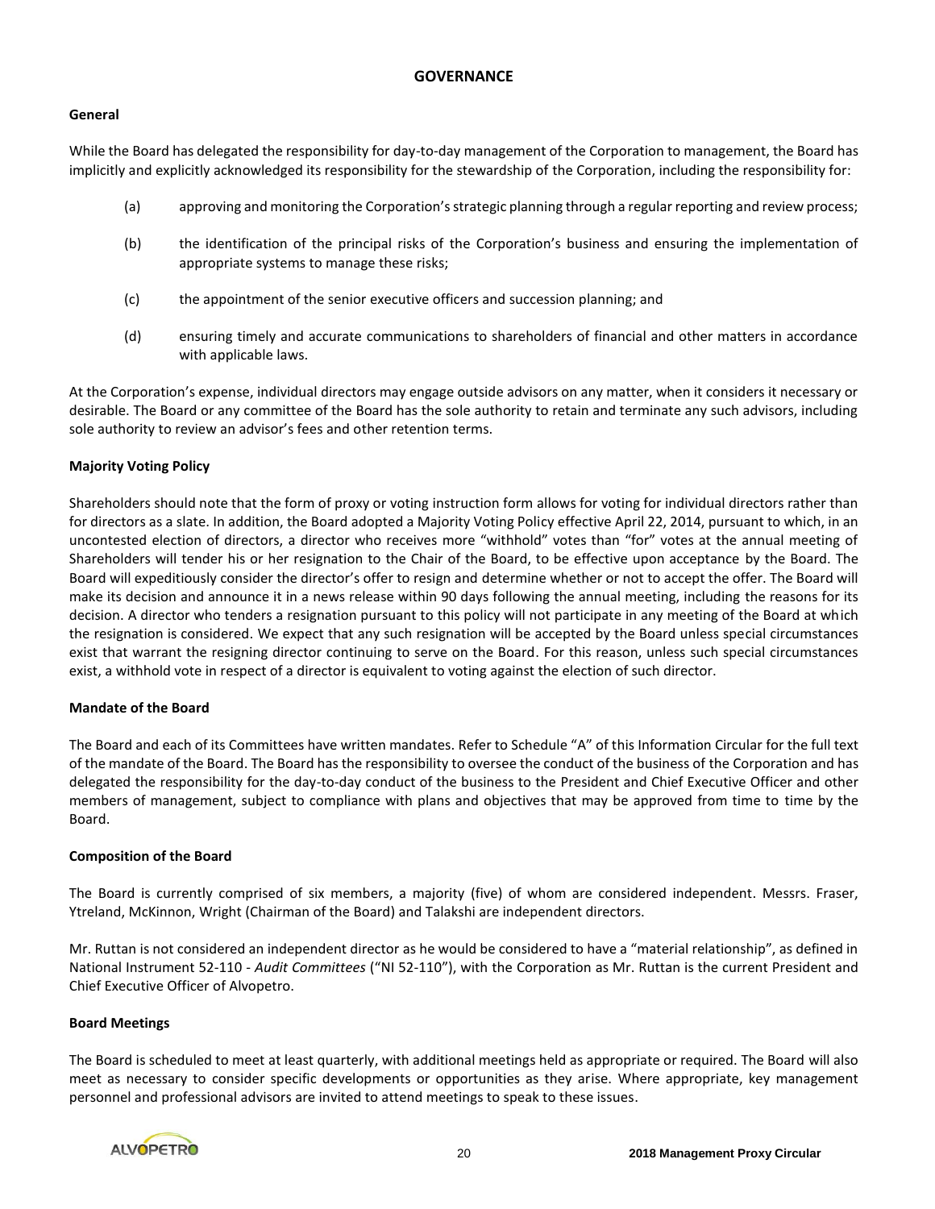# GOVERNANCE

### General

While the Board has delegated the responsibility for day-to-day management of the Corporation to management, the Board has implicitly and explicitly acknowledged its responsibility for the stewardship of the Corporation, including the responsibility for:

(a) approving and monitoring the Corporation's strategic planning through a regular reporting and review process;

(b) the identification of the principal risks of the Corporation's business and ensuring the implementation of appropriate systems to manage these risks;

(c) the appointment of the senior executive officers and succession planning; and

(d) ensuring timely and accurate communications to shareholders of financial and other matters in accordance with applicable laws.

At the Corporation's expense, individual directors may engage outside advisors on any matter, when it considers it necessary or desirable. The Board or any committee of the Board has the sole authority to retain and terminate any such advisors, including sole authority to review an advisor's fees and other retention terms.

### Majority Voting Policy

Shareholders should note that the form of proxy or voting instruction form allows for voting for individual directors rather than for directors as a slate. In addition, the Board adopted a Majority Voting Policy effective April 22, 2014, pursuant to which, in an uncontested election of directors, a director who receives more "withhold" votes than "for" votes at the annual meeting of Shareholders will tender his or her resignation to the Chair of the Board, to be effective upon acceptance by the Board. The Board will expeditiously consider the director's offer to resign and determine whether or not to accept the offer. The Board will make its decision and announce it in a news release within 90 days following the annual meeting, including the reasons for its decision. A director who tenders a resignation pursuant to this policy will not participate in any meeting of the Board at which the resignation is considered. We expect that any such resignation will be accepted by the Board unless special circumstances exist that warrant the resigning director continuing to serve on the Board. For this reason, unless such special circumstances exist, a withhold vote in respect of a director is equivalent to voting against the election of such director.

### Mandate of the Board

The Board and each of its Committees have written mandates. Refer to Schedule "A" of this Information Circular for the full text of the mandate of the Board. The Board has the responsibility to oversee the conduct of the business of the Corporation and has delegated the responsibility for the day-to-day conduct of the business to the President and Chief Executive Officer and other members of management, subject to compliance with plans and objectives that may be approved from time to time by the Board.

### Composition of the Board

The Board is currently comprised of six members, a majority (five) of whom are considered independent. Messrs. Fraser, Ytreland, McKinnon, Wright (Chairman of the Board) and Talakshi are independent directors.

Mr. Ruttan is not considered an independent director as he would be considered to have a "material relationship", as defined in National Instrument 52-110 - *Audit Committees* ("NI 52-110"), with the Corporation as Mr. Ruttan is the current President and Chief Executive Officer of Alvopetro.

### Board Meetings

The Board is scheduled to meet at least quarterly, with additional meetings held as appropriate or required. The Board will also meet as necessary to consider specific developments or opportunities as they arise. Where appropriate, key management personnel and professional advisors are invited to attend meetings to speak to these issues.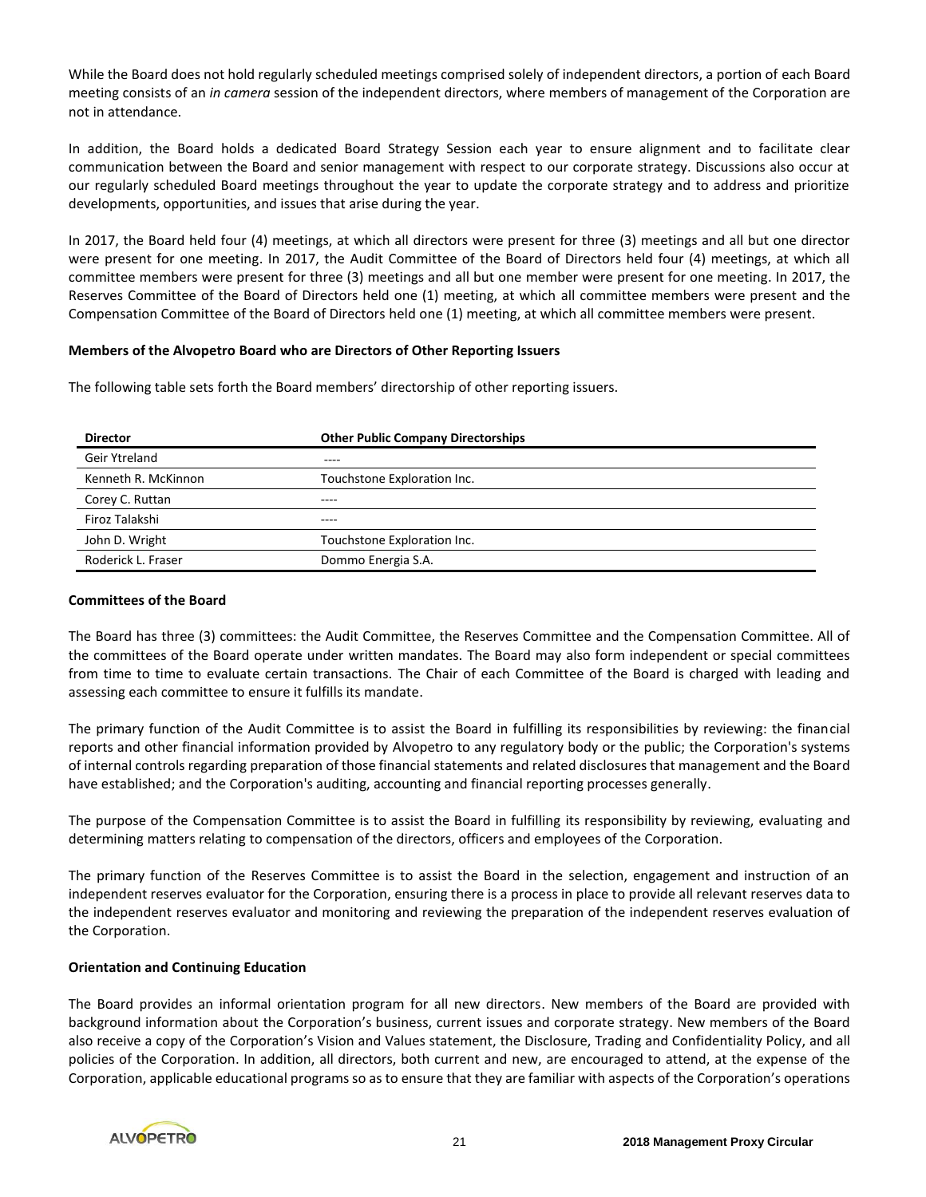While the Board does not hold regularly scheduled meetings comprised solely of independent directors, a portion of each Board meeting consists of an *in camera* session of the independent directors, where members of management of the Corporation are not in attendance.

In addition, the Board holds a dedicated Board Strategy Session each year to ensure alignment and to facilitate clear communication between the Board and senior management with respect to our corporate strategy. Discussions also occur at our regularly scheduled Board meetings throughout the year to update the corporate strategy and to address and prioritize developments, opportunities, and issues that arise during the year.

In 2017, the Board held four (4) meetings, at which all directors were present for three (3) meetings and all but one director were present for one meeting. In 2017, the Audit Committee of the Board of Directors held four (4) meetings, at which all committee members were present for three (3) meetings and all but one member were present for one meeting. In 2017, the Reserves Committee of the Board of Directors held one (1) meeting, at which all committee members were present and the Compensation Committee of the Board of Directors held one (1) meeting, at which all committee members were present.

**Members of the Alvopetro Board who are Directors of Other Reporting Issuers**

The following table sets forth the Board members' directorship of other reporting issuers.

| Director | Other Public Company Directorships |
|---|---|
| Geir Ytreland | ---- |
| Kenneth R. McKinnon | Touchstone Exploration Inc. |
| Corey C. Ruttan | ---- |
| Firoz Talakshi | ---- |
| John D. Wright | Touchstone Exploration Inc. |
| Roderick L. Fraser | Dommo Energia S.A. |

**Committees of the Board**

The Board has three (3) committees: the Audit Committee, the Reserves Committee and the Compensation Committee. All of the committees of the Board operate under written mandates. The Board may also form independent or special committees from time to time to evaluate certain transactions. The Chair of each Committee of the Board is charged with leading and assessing each committee to ensure it fulfills its mandate.

The primary function of the Audit Committee is to assist the Board in fulfilling its responsibilities by reviewing: the financial reports and other financial information provided by Alvopetro to any regulatory body or the public; the Corporation's systems of internal controls regarding preparation of those financial statements and related disclosures that management and the Board have established; and the Corporation's auditing, accounting and financial reporting processes generally.

The purpose of the Compensation Committee is to assist the Board in fulfilling its responsibility by reviewing, evaluating and determining matters relating to compensation of the directors, officers and employees of the Corporation.

The primary function of the Reserves Committee is to assist the Board in the selection, engagement and instruction of an independent reserves evaluator for the Corporation, ensuring there is a process in place to provide all relevant reserves data to the independent reserves evaluator and monitoring and reviewing the preparation of the independent reserves evaluation of the Corporation.

**Orientation and Continuing Education**

The Board provides an informal orientation program for all new directors. New members of the Board are provided with background information about the Corporation's business, current issues and corporate strategy. New members of the Board also receive a copy of the Corporation's Vision and Values statement, the Disclosure, Trading and Confidentiality Policy, and all policies of the Corporation. In addition, all directors, both current and new, are encouraged to attend, at the expense of the Corporation, applicable educational programs so as to ensure that they are familiar with aspects of the Corporation's operations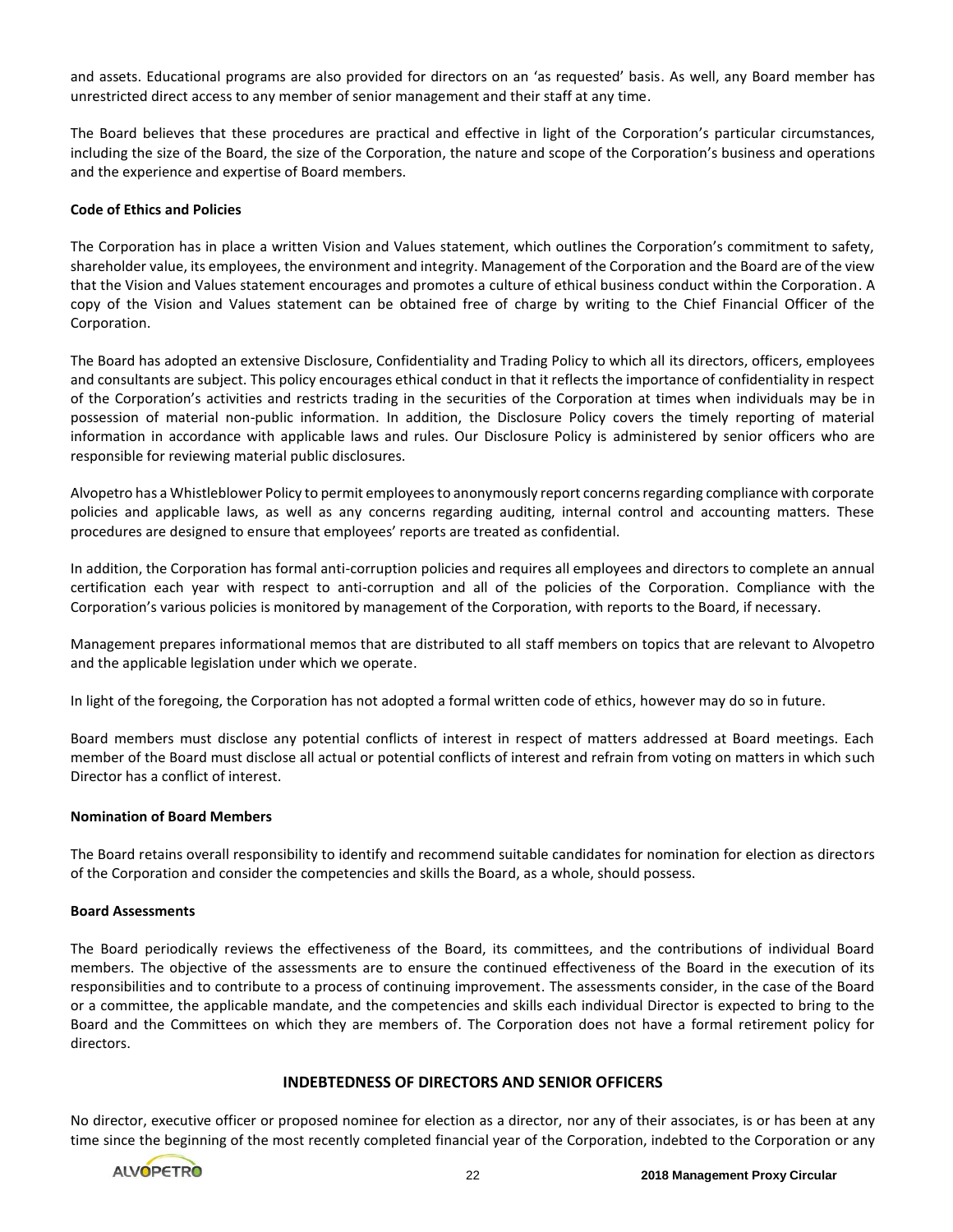and assets. Educational programs are also provided for directors on an 'as requested' basis. As well, any Board member has unrestricted direct access to any member of senior management and their staff at any time.

The Board believes that these procedures are practical and effective in light of the Corporation's particular circumstances, including the size of the Board, the size of the Corporation, the nature and scope of the Corporation's business and operations and the experience and expertise of Board members.

**Code of Ethics and Policies**

The Corporation has in place a written Vision and Values statement, which outlines the Corporation's commitment to safety, shareholder value, its employees, the environment and integrity. Management of the Corporation and the Board are of the view that the Vision and Values statement encourages and promotes a culture of ethical business conduct within the Corporation. A copy of the Vision and Values statement can be obtained free of charge by writing to the Chief Financial Officer of the Corporation.

The Board has adopted an extensive Disclosure, Confidentiality and Trading Policy to which all its directors, officers, employees and consultants are subject. This policy encourages ethical conduct in that it reflects the importance of confidentiality in respect of the Corporation's activities and restricts trading in the securities of the Corporation at times when individuals may be in possession of material non-public information. In addition, the Disclosure Policy covers the timely reporting of material information in accordance with applicable laws and rules. Our Disclosure Policy is administered by senior officers who are responsible for reviewing material public disclosures.

Alvopetro has a Whistleblower Policy to permit employees to anonymously report concerns regarding compliance with corporate policies and applicable laws, as well as any concerns regarding auditing, internal control and accounting matters. These procedures are designed to ensure that employees' reports are treated as confidential.

In addition, the Corporation has formal anti-corruption policies and requires all employees and directors to complete an annual certification each year with respect to anti-corruption and all of the policies of the Corporation. Compliance with the Corporation's various policies is monitored by management of the Corporation, with reports to the Board, if necessary.

Management prepares informational memos that are distributed to all staff members on topics that are relevant to Alvopetro and the applicable legislation under which we operate.

In light of the foregoing, the Corporation has not adopted a formal written code of ethics, however may do so in future.

Board members must disclose any potential conflicts of interest in respect of matters addressed at Board meetings. Each member of the Board must disclose all actual or potential conflicts of interest and refrain from voting on matters in which such Director has a conflict of interest.

**Nomination of Board Members**

The Board retains overall responsibility to identify and recommend suitable candidates for nomination for election as directors of the Corporation and consider the competencies and skills the Board, as a whole, should possess.

**Board Assessments**

The Board periodically reviews the effectiveness of the Board, its committees, and the contributions of individual Board members. The objective of the assessments are to ensure the continued effectiveness of the Board in the execution of its responsibilities and to contribute to a process of continuing improvement. The assessments consider, in the case of the Board or a committee, the applicable mandate, and the competencies and skills each individual Director is expected to bring to the Board and the Committees on which they are members of. The Corporation does not have a formal retirement policy for directors.

## INDEBTEDNESS OF DIRECTORS AND SENIOR OFFICERS

No director, executive officer or proposed nominee for election as a director, nor any of their associates, is or has been at any time since the beginning of the most recently completed financial year of the Corporation, indebted to the Corporation or any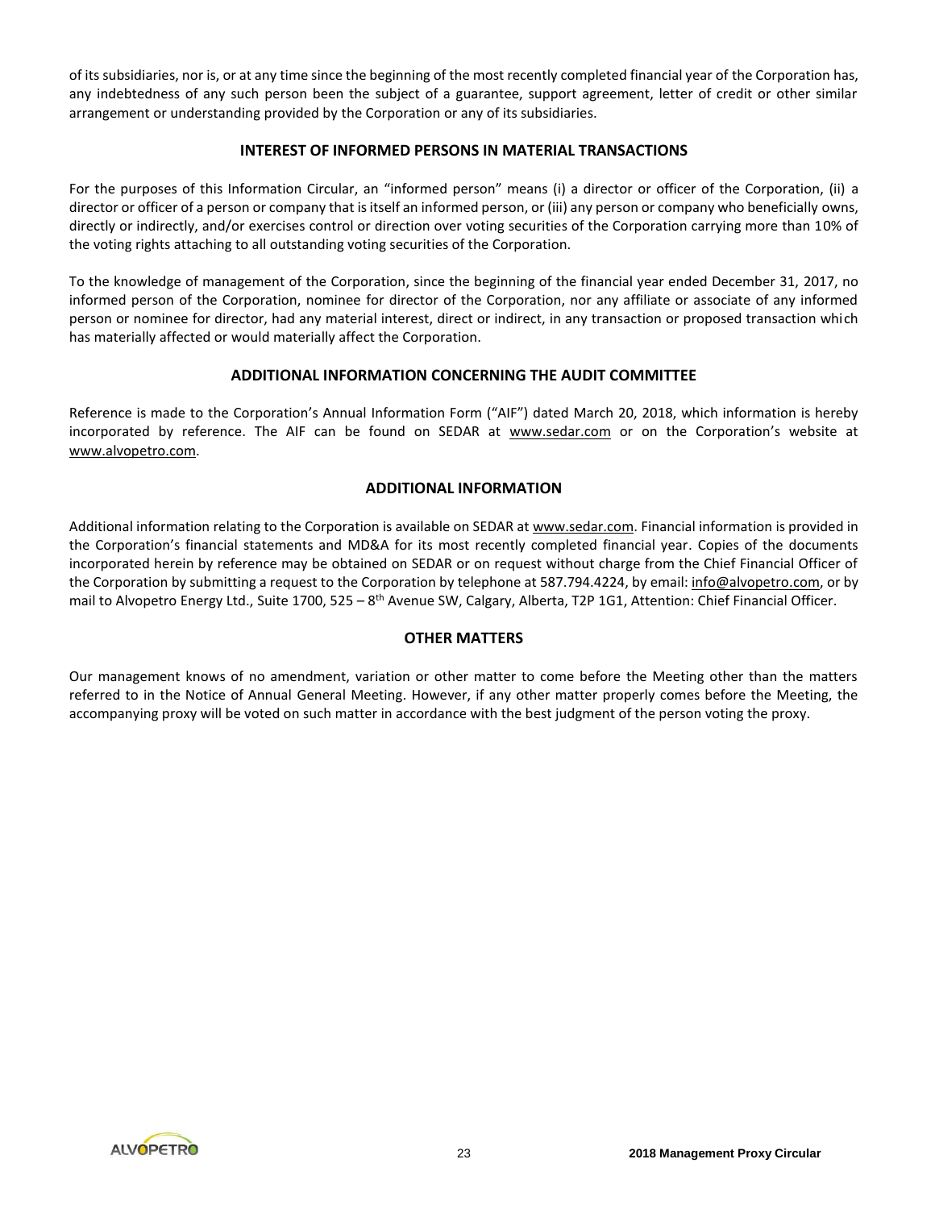of its subsidiaries, nor is, or at any time since the beginning of the most recently completed financial year of the Corporation has, any indebtedness of any such person been the subject of a guarantee, support agreement, letter of credit or other similar arrangement or understanding provided by the Corporation or any of its subsidiaries.

## INTEREST OF INFORMED PERSONS IN MATERIAL TRANSACTIONS

For the purposes of this Information Circular, an "informed person" means (i) a director or officer of the Corporation, (ii) a director or officer of a person or company that is itself an informed person, or (iii) any person or company who beneficially owns, directly or indirectly, and/or exercises control or direction over voting securities of the Corporation carrying more than 10% of the voting rights attaching to all outstanding voting securities of the Corporation.

To the knowledge of management of the Corporation, since the beginning of the financial year ended December 31, 2017, no informed person of the Corporation, nominee for director of the Corporation, nor any affiliate or associate of any informed person or nominee for director, had any material interest, direct or indirect, in any transaction or proposed transaction which has materially affected or would materially affect the Corporation.

## ADDITIONAL INFORMATION CONCERNING THE AUDIT COMMITTEE

Reference is made to the Corporation's Annual Information Form ("AIF") dated March 20, 2018, which information is hereby incorporated by reference. The AIF can be found on SEDAR at www.sedar.com or on the Corporation's website at www.alvopetro.com.

## ADDITIONAL INFORMATION

Additional information relating to the Corporation is available on SEDAR at www.sedar.com. Financial information is provided in the Corporation's financial statements and MD&A for its most recently completed financial year. Copies of the documents incorporated herein by reference may be obtained on SEDAR or on request without charge from the Chief Financial Officer of the Corporation by submitting a request to the Corporation by telephone at 587.794.4224, by email: info@alvopetro.com, or by mail to Alvopetro Energy Ltd., Suite 1700, 525 – 8th Avenue SW, Calgary, Alberta, T2P 1G1, Attention: Chief Financial Officer.

## OTHER MATTERS

Our management knows of no amendment, variation or other matter to come before the Meeting other than the matters referred to in the Notice of Annual General Meeting. However, if any other matter properly comes before the Meeting, the accompanying proxy will be voted on such matter in accordance with the best judgment of the person voting the proxy.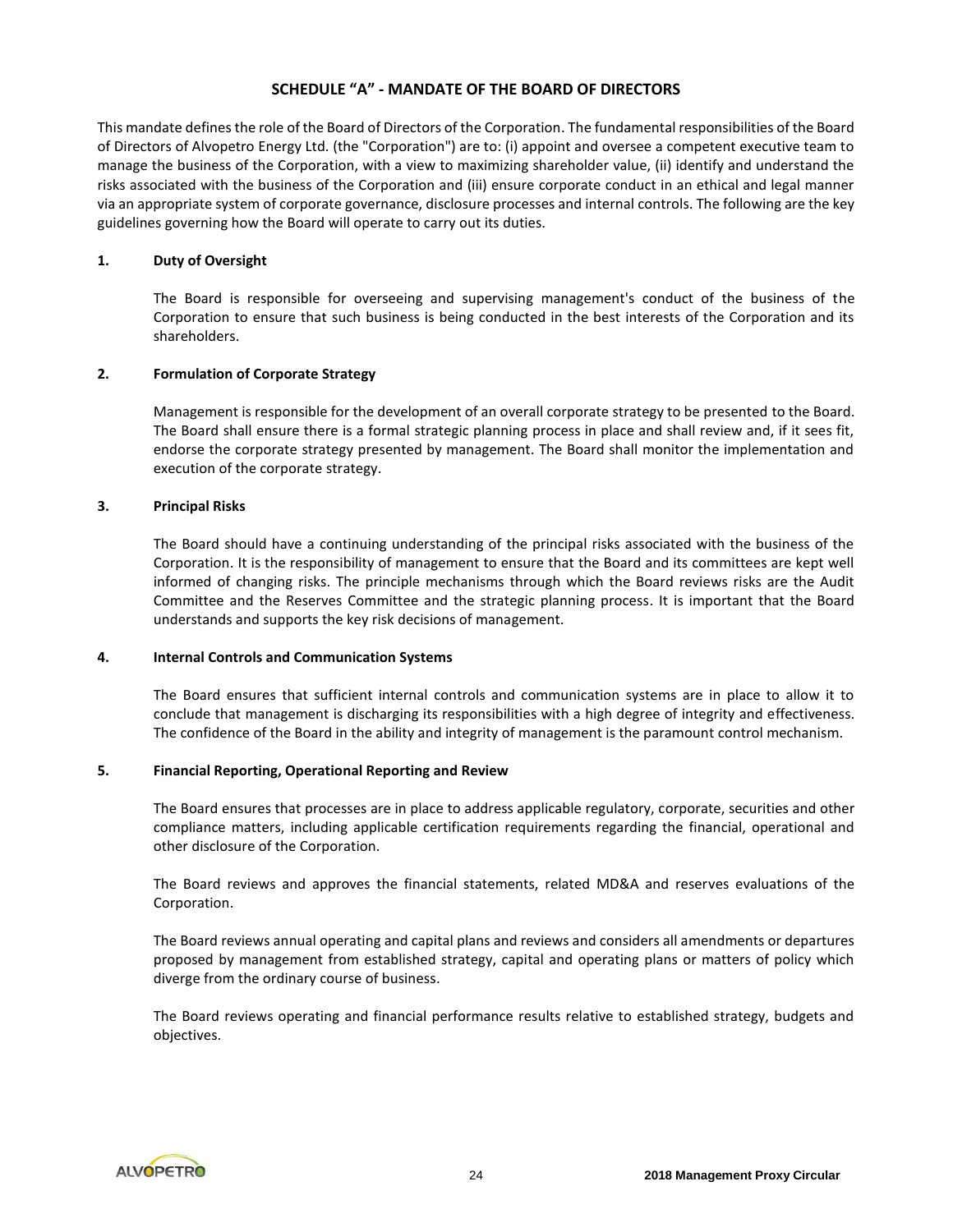## SCHEDULE "A" - MANDATE OF THE BOARD OF DIRECTORS

This mandate defines the role of the Board of Directors of the Corporation. The fundamental responsibilities of the Board of Directors of Alvopetro Energy Ltd. (the "Corporation") are to: (i) appoint and oversee a competent executive team to manage the business of the Corporation, with a view to maximizing shareholder value, (ii) identify and understand the risks associated with the business of the Corporation and (iii) ensure corporate conduct in an ethical and legal manner via an appropriate system of corporate governance, disclosure processes and internal controls. The following are the key guidelines governing how the Board will operate to carry out its duties.

### 1. Duty of Oversight

The Board is responsible for overseeing and supervising management's conduct of the business of the Corporation to ensure that such business is being conducted in the best interests of the Corporation and its shareholders.

### 2. Formulation of Corporate Strategy

Management is responsible for the development of an overall corporate strategy to be presented to the Board. The Board shall ensure there is a formal strategic planning process in place and shall review and, if it sees fit, endorse the corporate strategy presented by management. The Board shall monitor the implementation and execution of the corporate strategy.

### 3. Principal Risks

The Board should have a continuing understanding of the principal risks associated with the business of the Corporation. It is the responsibility of management to ensure that the Board and its committees are kept well informed of changing risks. The principle mechanisms through which the Board reviews risks are the Audit Committee and the Reserves Committee and the strategic planning process. It is important that the Board understands and supports the key risk decisions of management.

### 4. Internal Controls and Communication Systems

The Board ensures that sufficient internal controls and communication systems are in place to allow it to conclude that management is discharging its responsibilities with a high degree of integrity and effectiveness. The confidence of the Board in the ability and integrity of management is the paramount control mechanism.

### 5. Financial Reporting, Operational Reporting and Review

The Board ensures that processes are in place to address applicable regulatory, corporate, securities and other compliance matters, including applicable certification requirements regarding the financial, operational and other disclosure of the Corporation.

The Board reviews and approves the financial statements, related MD&A and reserves evaluations of the Corporation.

The Board reviews annual operating and capital plans and reviews and considers all amendments or departures proposed by management from established strategy, capital and operating plans or matters of policy which diverge from the ordinary course of business.

The Board reviews operating and financial performance results relative to established strategy, budgets and objectives.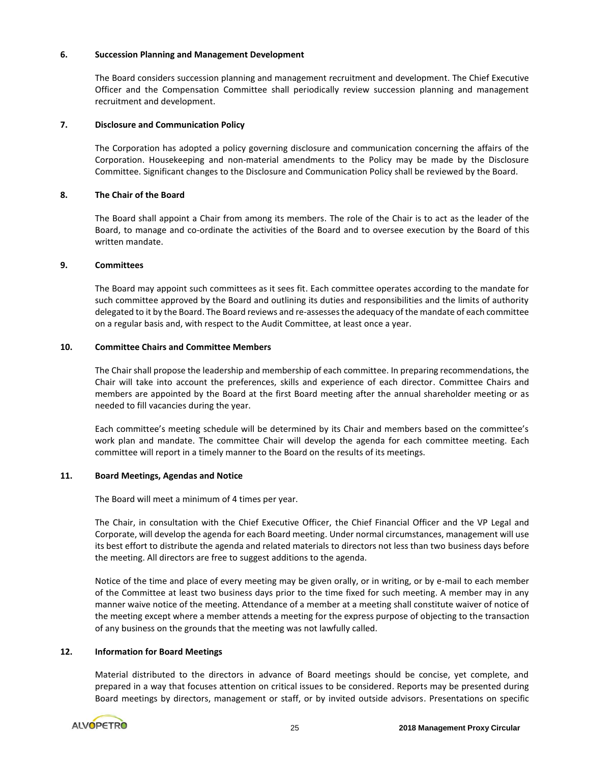### 6. Succession Planning and Management Development

The Board considers succession planning and management recruitment and development. The Chief Executive Officer and the Compensation Committee shall periodically review succession planning and management recruitment and development.

### 7. Disclosure and Communication Policy

The Corporation has adopted a policy governing disclosure and communication concerning the affairs of the Corporation. Housekeeping and non-material amendments to the Policy may be made by the Disclosure Committee. Significant changes to the Disclosure and Communication Policy shall be reviewed by the Board.

### 8. The Chair of the Board

The Board shall appoint a Chair from among its members. The role of the Chair is to act as the leader of the Board, to manage and co-ordinate the activities of the Board and to oversee execution by the Board of this written mandate.

### 9. Committees

The Board may appoint such committees as it sees fit. Each committee operates according to the mandate for such committee approved by the Board and outlining its duties and responsibilities and the limits of authority delegated to it by the Board. The Board reviews and re-assesses the adequacy of the mandate of each committee on a regular basis and, with respect to the Audit Committee, at least once a year.

### 10. Committee Chairs and Committee Members

The Chair shall propose the leadership and membership of each committee. In preparing recommendations, the Chair will take into account the preferences, skills and experience of each director. Committee Chairs and members are appointed by the Board at the first Board meeting after the annual shareholder meeting or as needed to fill vacancies during the year.

Each committee's meeting schedule will be determined by its Chair and members based on the committee's work plan and mandate. The committee Chair will develop the agenda for each committee meeting. Each committee will report in a timely manner to the Board on the results of its meetings.

### 11. Board Meetings, Agendas and Notice

The Board will meet a minimum of 4 times per year.

The Chair, in consultation with the Chief Executive Officer, the Chief Financial Officer and the VP Legal and Corporate, will develop the agenda for each Board meeting. Under normal circumstances, management will use its best effort to distribute the agenda and related materials to directors not less than two business days before the meeting. All directors are free to suggest additions to the agenda.

Notice of the time and place of every meeting may be given orally, or in writing, or by e-mail to each member of the Committee at least two business days prior to the time fixed for such meeting. A member may in any manner waive notice of the meeting. Attendance of a member at a meeting shall constitute waiver of notice of the meeting except where a member attends a meeting for the express purpose of objecting to the transaction of any business on the grounds that the meeting was not lawfully called.

### 12. Information for Board Meetings

Material distributed to the directors in advance of Board meetings should be concise, yet complete, and prepared in a way that focuses attention on critical issues to be considered. Reports may be presented during Board meetings by directors, management or staff, or by invited outside advisors. Presentations on specific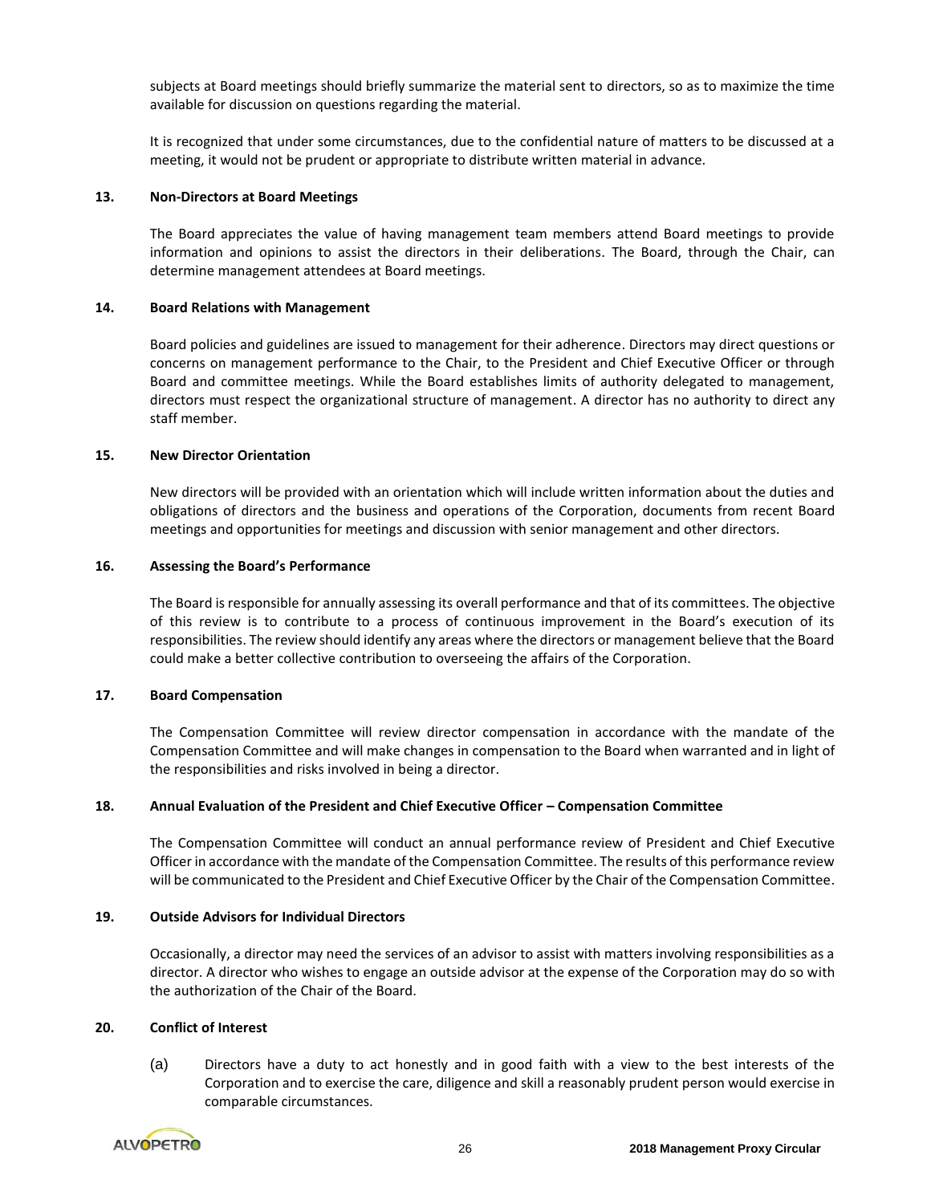subjects at Board meetings should briefly summarize the material sent to directors, so as to maximize the time available for discussion on questions regarding the material.

It is recognized that under some circumstances, due to the confidential nature of matters to be discussed at a meeting, it would not be prudent or appropriate to distribute written material in advance.

**13. Non-Directors at Board Meetings**

The Board appreciates the value of having management team members attend Board meetings to provide information and opinions to assist the directors in their deliberations. The Board, through the Chair, can determine management attendees at Board meetings.

**14. Board Relations with Management**

Board policies and guidelines are issued to management for their adherence. Directors may direct questions or concerns on management performance to the Chair, to the President and Chief Executive Officer or through Board and committee meetings. While the Board establishes limits of authority delegated to management, directors must respect the organizational structure of management. A director has no authority to direct any staff member.

**15. New Director Orientation**

New directors will be provided with an orientation which will include written information about the duties and obligations of directors and the business and operations of the Corporation, documents from recent Board meetings and opportunities for meetings and discussion with senior management and other directors.

**16. Assessing the Board's Performance**

The Board is responsible for annually assessing its overall performance and that of its committees. The objective of this review is to contribute to a process of continuous improvement in the Board's execution of its responsibilities. The review should identify any areas where the directors or management believe that the Board could make a better collective contribution to overseeing the affairs of the Corporation.

**17. Board Compensation**

The Compensation Committee will review director compensation in accordance with the mandate of the Compensation Committee and will make changes in compensation to the Board when warranted and in light of the responsibilities and risks involved in being a director.

**18. Annual Evaluation of the President and Chief Executive Officer – Compensation Committee**

The Compensation Committee will conduct an annual performance review of President and Chief Executive Officer in accordance with the mandate of the Compensation Committee. The results of this performance review will be communicated to the President and Chief Executive Officer by the Chair of the Compensation Committee.

**19. Outside Advisors for Individual Directors**

Occasionally, a director may need the services of an advisor to assist with matters involving responsibilities as a director. A director who wishes to engage an outside advisor at the expense of the Corporation may do so with the authorization of the Chair of the Board.

**20. Conflict of Interest**

(a) Directors have a duty to act honestly and in good faith with a view to the best interests of the Corporation and to exercise the care, diligence and skill a reasonably prudent person would exercise in comparable circumstances.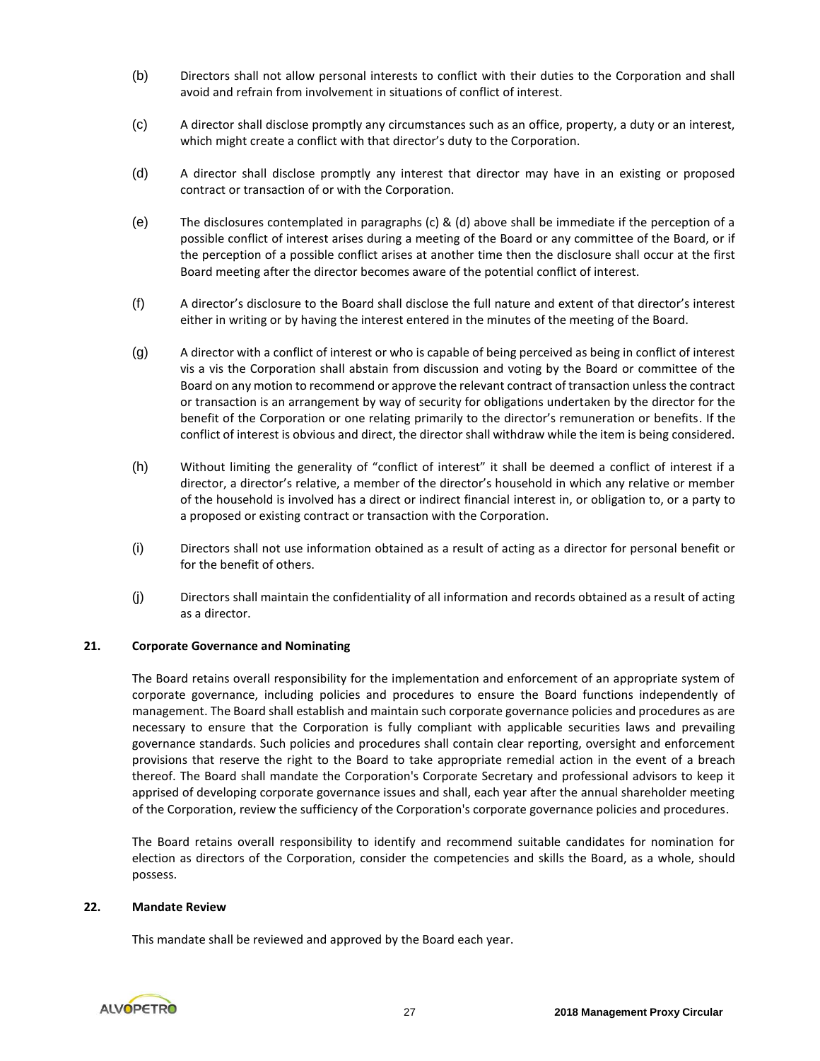(b) Directors shall not allow personal interests to conflict with their duties to the Corporation and shall avoid and refrain from involvement in situations of conflict of interest.

(c) A director shall disclose promptly any circumstances such as an office, property, a duty or an interest, which might create a conflict with that director's duty to the Corporation.

(d) A director shall disclose promptly any interest that director may have in an existing or proposed contract or transaction of or with the Corporation.

(e) The disclosures contemplated in paragraphs (c) & (d) above shall be immediate if the perception of a possible conflict of interest arises during a meeting of the Board or any committee of the Board, or if the perception of a possible conflict arises at another time then the disclosure shall occur at the first Board meeting after the director becomes aware of the potential conflict of interest.

(f) A director's disclosure to the Board shall disclose the full nature and extent of that director's interest either in writing or by having the interest entered in the minutes of the meeting of the Board.

(g) A director with a conflict of interest or who is capable of being perceived as being in conflict of interest vis a vis the Corporation shall abstain from discussion and voting by the Board or committee of the Board on any motion to recommend or approve the relevant contract of transaction unless the contract or transaction is an arrangement by way of security for obligations undertaken by the director for the benefit of the Corporation or one relating primarily to the director's remuneration or benefits. If the conflict of interest is obvious and direct, the director shall withdraw while the item is being considered.

(h) Without limiting the generality of "conflict of interest" it shall be deemed a conflict of interest if a director, a director's relative, a member of the director's household in which any relative or member of the household is involved has a direct or indirect financial interest in, or obligation to, or a party to a proposed or existing contract or transaction with the Corporation.

(i) Directors shall not use information obtained as a result of acting as a director for personal benefit or for the benefit of others.

(j) Directors shall maintain the confidentiality of all information and records obtained as a result of acting as a director.

**21. Corporate Governance and Nominating**

The Board retains overall responsibility for the implementation and enforcement of an appropriate system of corporate governance, including policies and procedures to ensure the Board functions independently of management. The Board shall establish and maintain such corporate governance policies and procedures as are necessary to ensure that the Corporation is fully compliant with applicable securities laws and prevailing governance standards. Such policies and procedures shall contain clear reporting, oversight and enforcement provisions that reserve the right to the Board to take appropriate remedial action in the event of a breach thereof. The Board shall mandate the Corporation's Corporate Secretary and professional advisors to keep it apprised of developing corporate governance issues and shall, each year after the annual shareholder meeting of the Corporation, review the sufficiency of the Corporation's corporate governance policies and procedures.

The Board retains overall responsibility to identify and recommend suitable candidates for nomination for election as directors of the Corporation, consider the competencies and skills the Board, as a whole, should possess.

**22. Mandate Review**

This mandate shall be reviewed and approved by the Board each year.